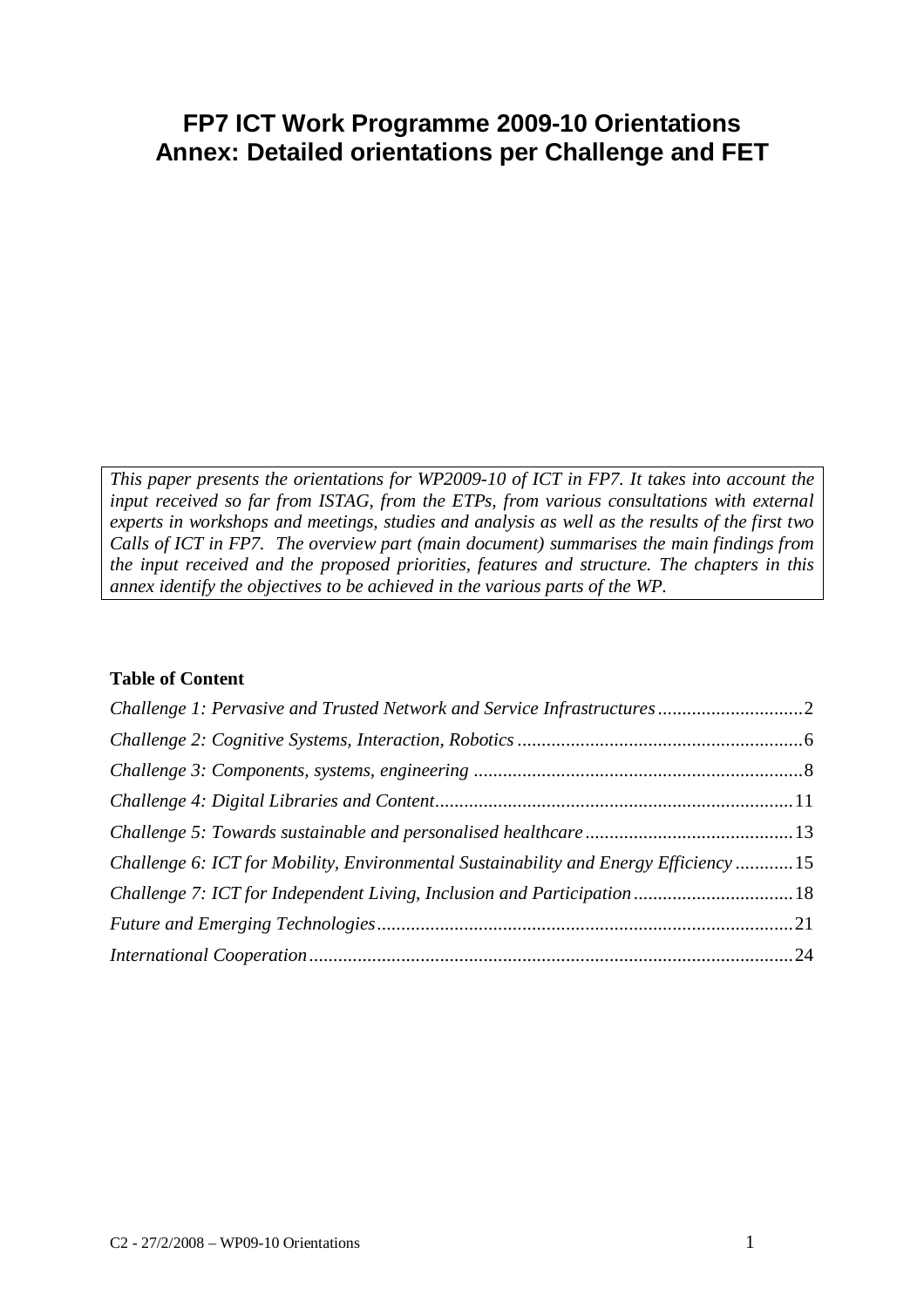# FP7 ICT Work Programme 2009-10 Orientations
# Annex: Detailed orientations per Challenge and FET

*This paper presents the orientations for WP2009-10 of ICT in FP7. It takes into account the input received so far from ISTAG, from the ETPs, from various consultations with external experts in workshops and meetings, studies and analysis as well as the results of the first two Calls of ICT in FP7. The overview part (main document) summarises the main findings from the input received and the proposed priorities, features and structure. The chapters in this annex identify the objectives to be achieved in the various parts of the WP.*

**Table of Content**

*Challenge 1: Pervasive and Trusted Network and Service Infrastructures* .............................. 2
*Challenge 2: Cognitive Systems, Interaction, Robotics* ........................................................... 6
*Challenge 3: Components, systems, engineering* .................................................................... 8
*Challenge 4: Digital Libraries and Content* ........................................................................... 11
*Challenge 5: Towards sustainable and personalised healthcare* ........................................... 13
*Challenge 6: ICT for Mobility, Environmental Sustainability and Energy Efficiency* ............ 15
*Challenge 7: ICT for Independent Living, Inclusion and Participation* ................................. 18
*Future and Emerging Technologies* ....................................................................................... 21
*International Cooperation* ..................................................................................................... 24

C2 - 27/2/2008 – WP09-10 Orientations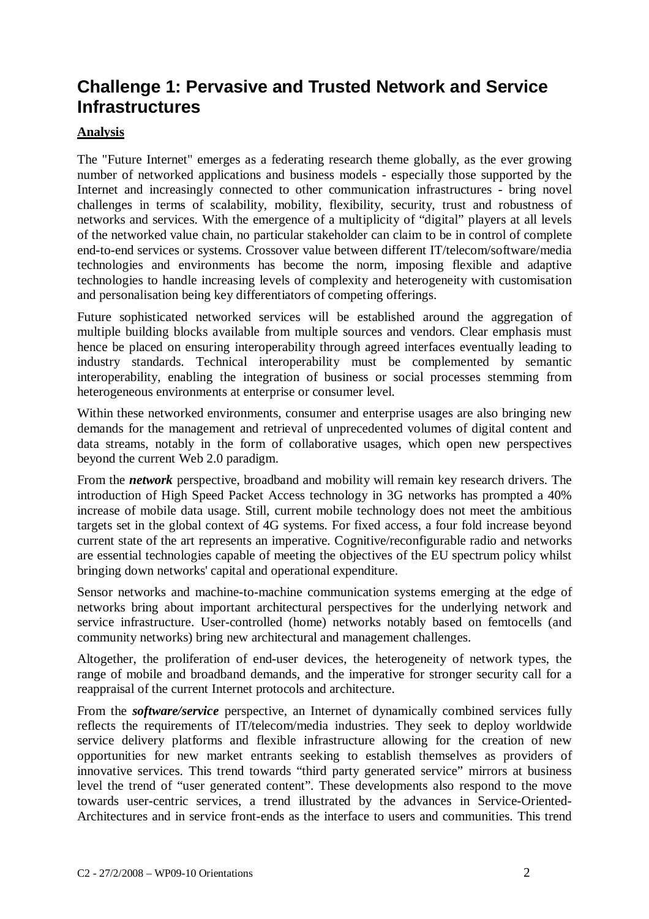## Challenge 1: Pervasive and Trusted Network and Service Infrastructures

**Analysis**

The "Future Internet" emerges as a federating research theme globally, as the ever growing number of networked applications and business models - especially those supported by the Internet and increasingly connected to other communication infrastructures - bring novel challenges in terms of scalability, mobility, flexibility, security, trust and robustness of networks and services. With the emergence of a multiplicity of "digital" players at all levels of the networked value chain, no particular stakeholder can claim to be in control of complete end-to-end services or systems. Crossover value between different IT/telecom/software/media technologies and environments has become the norm, imposing flexible and adaptive technologies to handle increasing levels of complexity and heterogeneity with customisation and personalisation being key differentiators of competing offerings.

Future sophisticated networked services will be established around the aggregation of multiple building blocks available from multiple sources and vendors. Clear emphasis must hence be placed on ensuring interoperability through agreed interfaces eventually leading to industry standards. Technical interoperability must be complemented by semantic interoperability, enabling the integration of business or social processes stemming from heterogeneous environments at enterprise or consumer level.

Within these networked environments, consumer and enterprise usages are also bringing new demands for the management and retrieval of unprecedented volumes of digital content and data streams, notably in the form of collaborative usages, which open new perspectives beyond the current Web 2.0 paradigm.

From the ***network*** perspective, broadband and mobility will remain key research drivers. The introduction of High Speed Packet Access technology in 3G networks has prompted a 40% increase of mobile data usage. Still, current mobile technology does not meet the ambitious targets set in the global context of 4G systems. For fixed access, a four fold increase beyond current state of the art represents an imperative. Cognitive/reconfigurable radio and networks are essential technologies capable of meeting the objectives of the EU spectrum policy whilst bringing down networks' capital and operational expenditure.

Sensor networks and machine-to-machine communication systems emerging at the edge of networks bring about important architectural perspectives for the underlying network and service infrastructure. User-controlled (home) networks notably based on femtocells (and community networks) bring new architectural and management challenges.

Altogether, the proliferation of end-user devices, the heterogeneity of network types, the range of mobile and broadband demands, and the imperative for stronger security call for a reappraisal of the current Internet protocols and architecture.

From the ***software/service*** perspective, an Internet of dynamically combined services fully reflects the requirements of IT/telecom/media industries. They seek to deploy worldwide service delivery platforms and flexible infrastructure allowing for the creation of new opportunities for new market entrants seeking to establish themselves as providers of innovative services. This trend towards "third party generated service" mirrors at business level the trend of "user generated content". These developments also respond to the move towards user-centric services, a trend illustrated by the advances in Service-Oriented-Architectures and in service front-ends as the interface to users and communities. This trend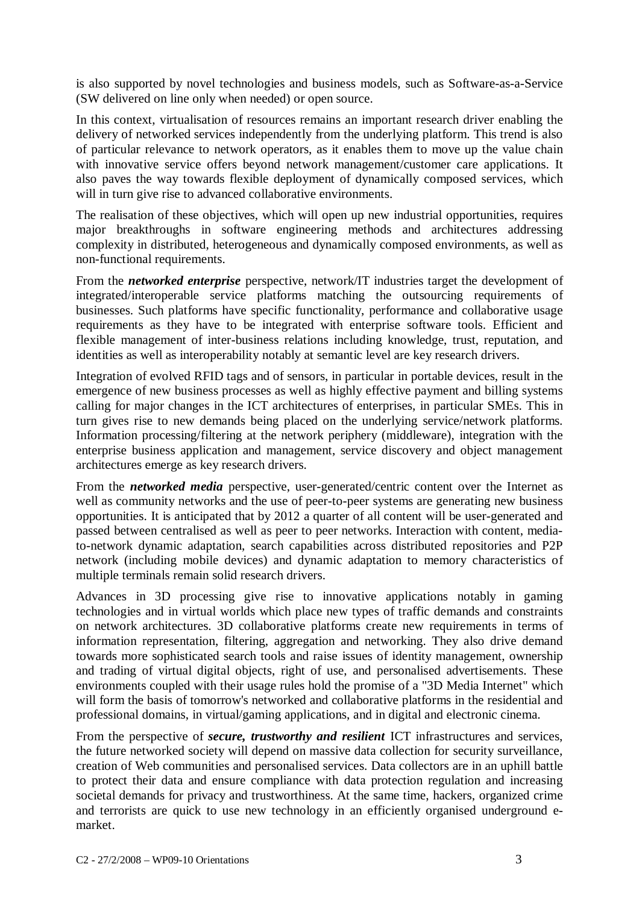is also supported by novel technologies and business models, such as Software-as-a-Service (SW delivered on line only when needed) or open source.

In this context, virtualisation of resources remains an important research driver enabling the delivery of networked services independently from the underlying platform. This trend is also of particular relevance to network operators, as it enables them to move up the value chain with innovative service offers beyond network management/customer care applications. It also paves the way towards flexible deployment of dynamically composed services, which will in turn give rise to advanced collaborative environments.

The realisation of these objectives, which will open up new industrial opportunities, requires major breakthroughs in software engineering methods and architectures addressing complexity in distributed, heterogeneous and dynamically composed environments, as well as non-functional requirements.

From the ***networked enterprise*** perspective, network/IT industries target the development of integrated/interoperable service platforms matching the outsourcing requirements of businesses. Such platforms have specific functionality, performance and collaborative usage requirements as they have to be integrated with enterprise software tools. Efficient and flexible management of inter-business relations including knowledge, trust, reputation, and identities as well as interoperability notably at semantic level are key research drivers.

Integration of evolved RFID tags and of sensors, in particular in portable devices, result in the emergence of new business processes as well as highly effective payment and billing systems calling for major changes in the ICT architectures of enterprises, in particular SMEs. This in turn gives rise to new demands being placed on the underlying service/network platforms. Information processing/filtering at the network periphery (middleware), integration with the enterprise business application and management, service discovery and object management architectures emerge as key research drivers.

From the ***networked media*** perspective, user-generated/centric content over the Internet as well as community networks and the use of peer-to-peer systems are generating new business opportunities. It is anticipated that by 2012 a quarter of all content will be user-generated and passed between centralised as well as peer to peer networks. Interaction with content, media-to-network dynamic adaptation, search capabilities across distributed repositories and P2P network (including mobile devices) and dynamic adaptation to memory characteristics of multiple terminals remain solid research drivers.

Advances in 3D processing give rise to innovative applications notably in gaming technologies and in virtual worlds which place new types of traffic demands and constraints on network architectures. 3D collaborative platforms create new requirements in terms of information representation, filtering, aggregation and networking. They also drive demand towards more sophisticated search tools and raise issues of identity management, ownership and trading of virtual digital objects, right of use, and personalised advertisements. These environments coupled with their usage rules hold the promise of a "3D Media Internet" which will form the basis of tomorrow's networked and collaborative platforms in the residential and professional domains, in virtual/gaming applications, and in digital and electronic cinema.

From the perspective of ***secure, trustworthy and resilient*** ICT infrastructures and services, the future networked society will depend on massive data collection for security surveillance, creation of Web communities and personalised services. Data collectors are in an uphill battle to protect their data and ensure compliance with data protection regulation and increasing societal demands for privacy and trustworthiness. At the same time, hackers, organized crime and terrorists are quick to use new technology in an efficiently organised underground e-market.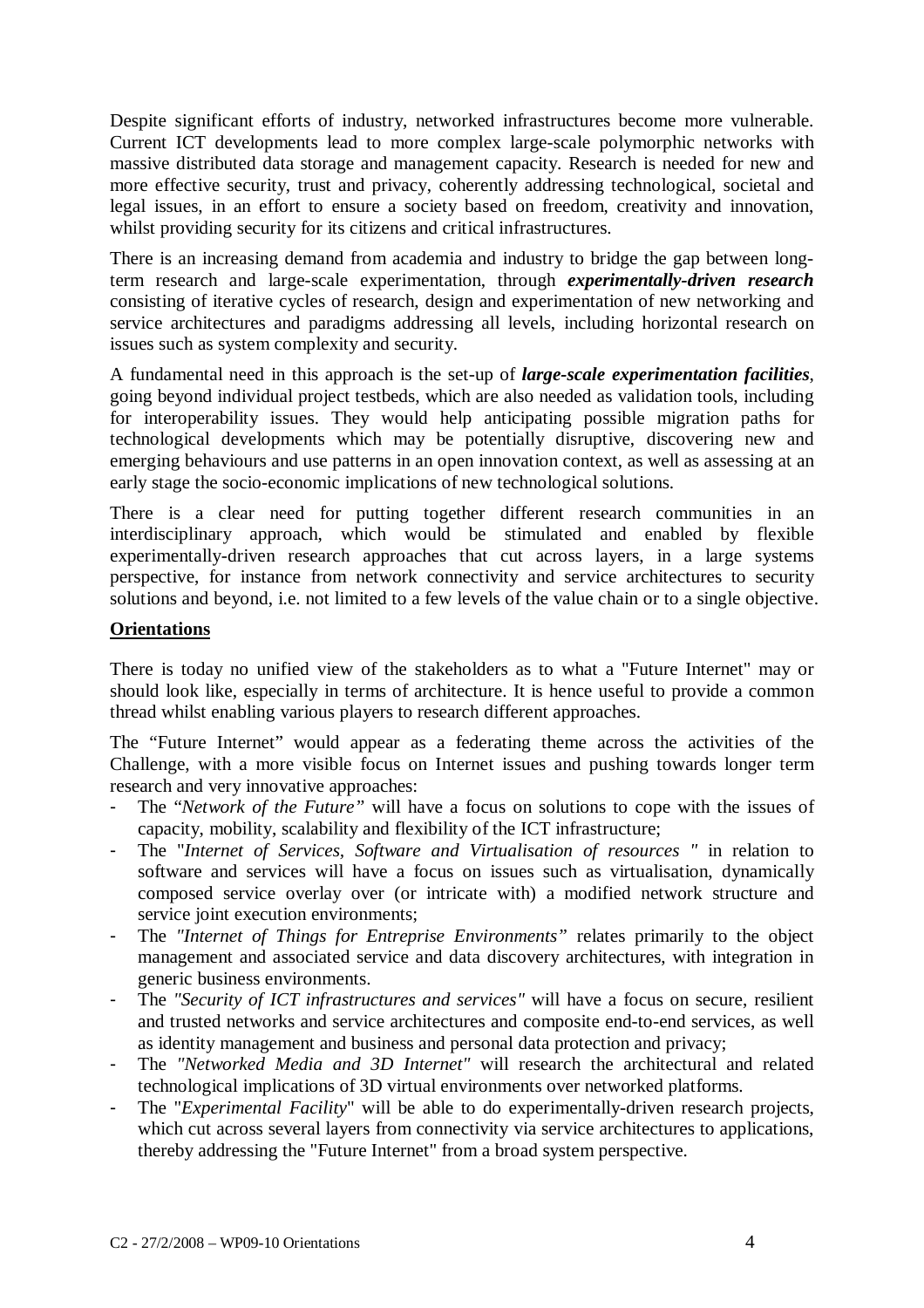Despite significant efforts of industry, networked infrastructures become more vulnerable. Current ICT developments lead to more complex large-scale polymorphic networks with massive distributed data storage and management capacity. Research is needed for new and more effective security, trust and privacy, coherently addressing technological, societal and legal issues, in an effort to ensure a society based on freedom, creativity and innovation, whilst providing security for its citizens and critical infrastructures.

There is an increasing demand from academia and industry to bridge the gap between long-term research and large-scale experimentation, through ***experimentally-driven research*** consisting of iterative cycles of research, design and experimentation of new networking and service architectures and paradigms addressing all levels, including horizontal research on issues such as system complexity and security.

A fundamental need in this approach is the set-up of ***large-scale experimentation facilities***, going beyond individual project testbeds, which are also needed as validation tools, including for interoperability issues. They would help anticipating possible migration paths for technological developments which may be potentially disruptive, discovering new and emerging behaviours and use patterns in an open innovation context, as well as assessing at an early stage the socio-economic implications of new technological solutions.

There is a clear need for putting together different research communities in an interdisciplinary approach, which would be stimulated and enabled by flexible experimentally-driven research approaches that cut across layers, in a large systems perspective, for instance from network connectivity and service architectures to security solutions and beyond, i.e. not limited to a few levels of the value chain or to a single objective.

## Orientations

There is today no unified view of the stakeholders as to what a "Future Internet" may or should look like, especially in terms of architecture. It is hence useful to provide a common thread whilst enabling various players to research different approaches.

The "Future Internet" would appear as a federating theme across the activities of the Challenge, with a more visible focus on Internet issues and pushing towards longer term research and very innovative approaches:

- The "*Network of the Future"* will have a focus on solutions to cope with the issues of capacity, mobility, scalability and flexibility of the ICT infrastructure;
- The "*Internet of Services, Software and Virtualisation of resources "* in relation to software and services will have a focus on issues such as virtualisation, dynamically composed service overlay over (or intricate with) a modified network structure and service joint execution environments;
- The *"Internet of Things for Entreprise Environments"* relates primarily to the object management and associated service and data discovery architectures, with integration in generic business environments.
- The *"Security of ICT infrastructures and services"* will have a focus on secure, resilient and trusted networks and service architectures and composite end-to-end services, as well as identity management and business and personal data protection and privacy;
- The *"Networked Media and 3D Internet"* will research the architectural and related technological implications of 3D virtual environments over networked platforms.
- The "*Experimental Facility*" will be able to do experimentally-driven research projects, which cut across several layers from connectivity via service architectures to applications, thereby addressing the "Future Internet" from a broad system perspective.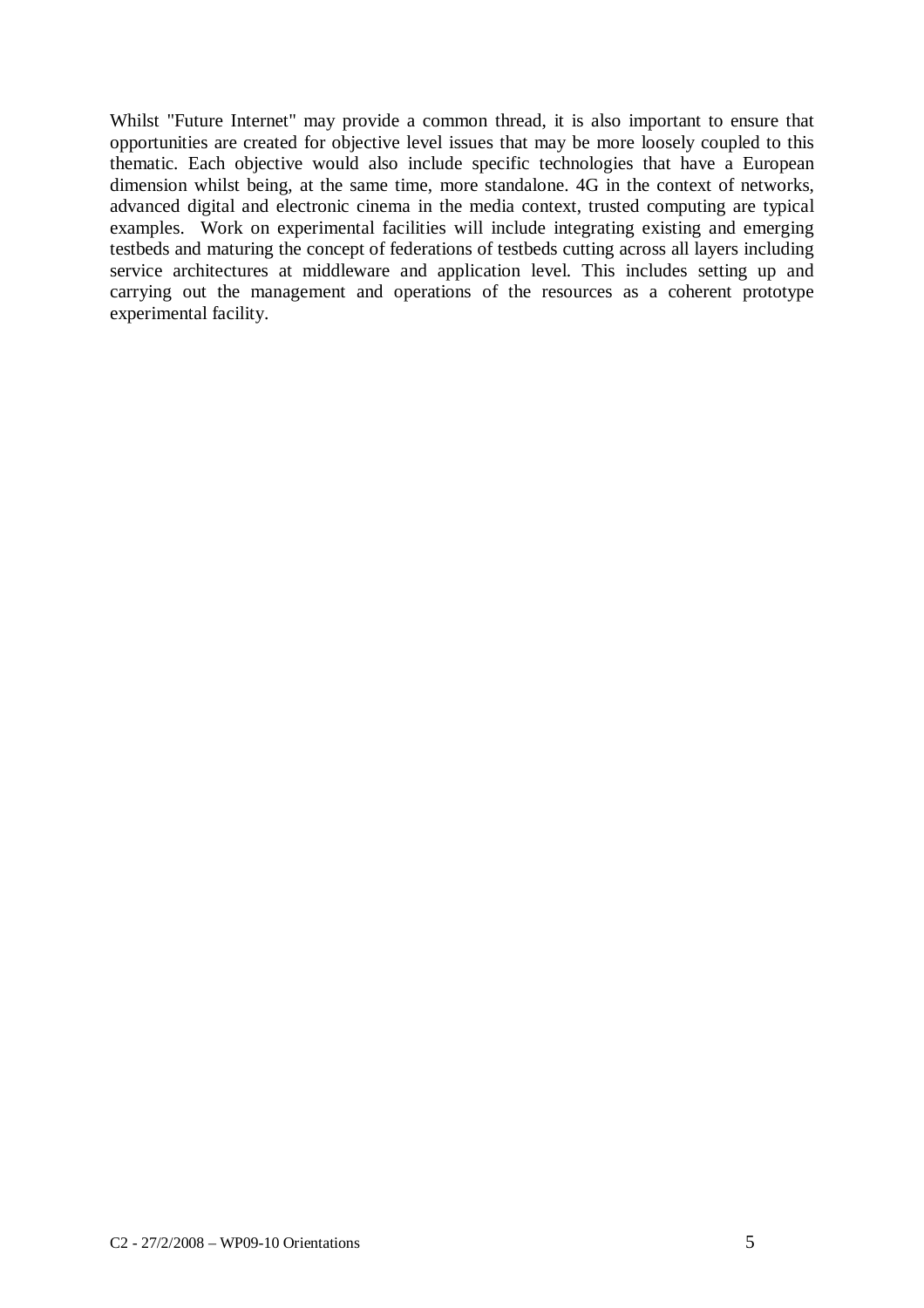Whilst "Future Internet" may provide a common thread, it is also important to ensure that opportunities are created for objective level issues that may be more loosely coupled to this thematic. Each objective would also include specific technologies that have a European dimension whilst being, at the same time, more standalone. 4G in the context of networks, advanced digital and electronic cinema in the media context, trusted computing are typical examples. Work on experimental facilities will include integrating existing and emerging testbeds and maturing the concept of federations of testbeds cutting across all layers including service architectures at middleware and application level. This includes setting up and carrying out the management and operations of the resources as a coherent prototype experimental facility.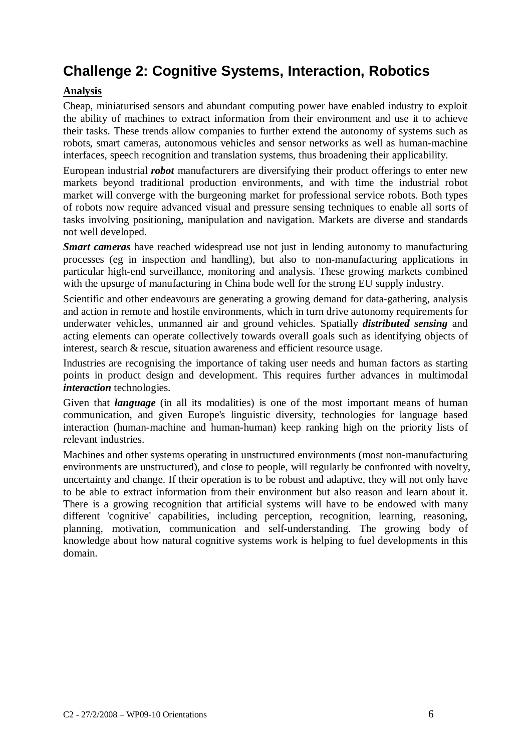# Challenge 2: Cognitive Systems, Interaction, Robotics

**Analysis**

Cheap, miniaturised sensors and abundant computing power have enabled industry to exploit the ability of machines to extract information from their environment and use it to achieve their tasks. These trends allow companies to further extend the autonomy of systems such as robots, smart cameras, autonomous vehicles and sensor networks as well as human-machine interfaces, speech recognition and translation systems, thus broadening their applicability.

European industrial ***robot*** manufacturers are diversifying their product offerings to enter new markets beyond traditional production environments, and with time the industrial robot market will converge with the burgeoning market for professional service robots. Both types of robots now require advanced visual and pressure sensing techniques to enable all sorts of tasks involving positioning, manipulation and navigation. Markets are diverse and standards not well developed.

***Smart cameras*** have reached widespread use not just in lending autonomy to manufacturing processes (eg in inspection and handling), but also to non-manufacturing applications in particular high-end surveillance, monitoring and analysis. These growing markets combined with the upsurge of manufacturing in China bode well for the strong EU supply industry.

Scientific and other endeavours are generating a growing demand for data-gathering, analysis and action in remote and hostile environments, which in turn drive autonomy requirements for underwater vehicles, unmanned air and ground vehicles. Spatially ***distributed sensing*** and acting elements can operate collectively towards overall goals such as identifying objects of interest, search & rescue, situation awareness and efficient resource usage.

Industries are recognising the importance of taking user needs and human factors as starting points in product design and development. This requires further advances in multimodal ***interaction*** technologies.

Given that ***language*** (in all its modalities) is one of the most important means of human communication, and given Europe's linguistic diversity, technologies for language based interaction (human-machine and human-human) keep ranking high on the priority lists of relevant industries.

Machines and other systems operating in unstructured environments (most non-manufacturing environments are unstructured), and close to people, will regularly be confronted with novelty, uncertainty and change. If their operation is to be robust and adaptive, they will not only have to be able to extract information from their environment but also reason and learn about it. There is a growing recognition that artificial systems will have to be endowed with many different 'cognitive' capabilities, including perception, recognition, learning, reasoning, planning, motivation, communication and self-understanding. The growing body of knowledge about how natural cognitive systems work is helping to fuel developments in this domain.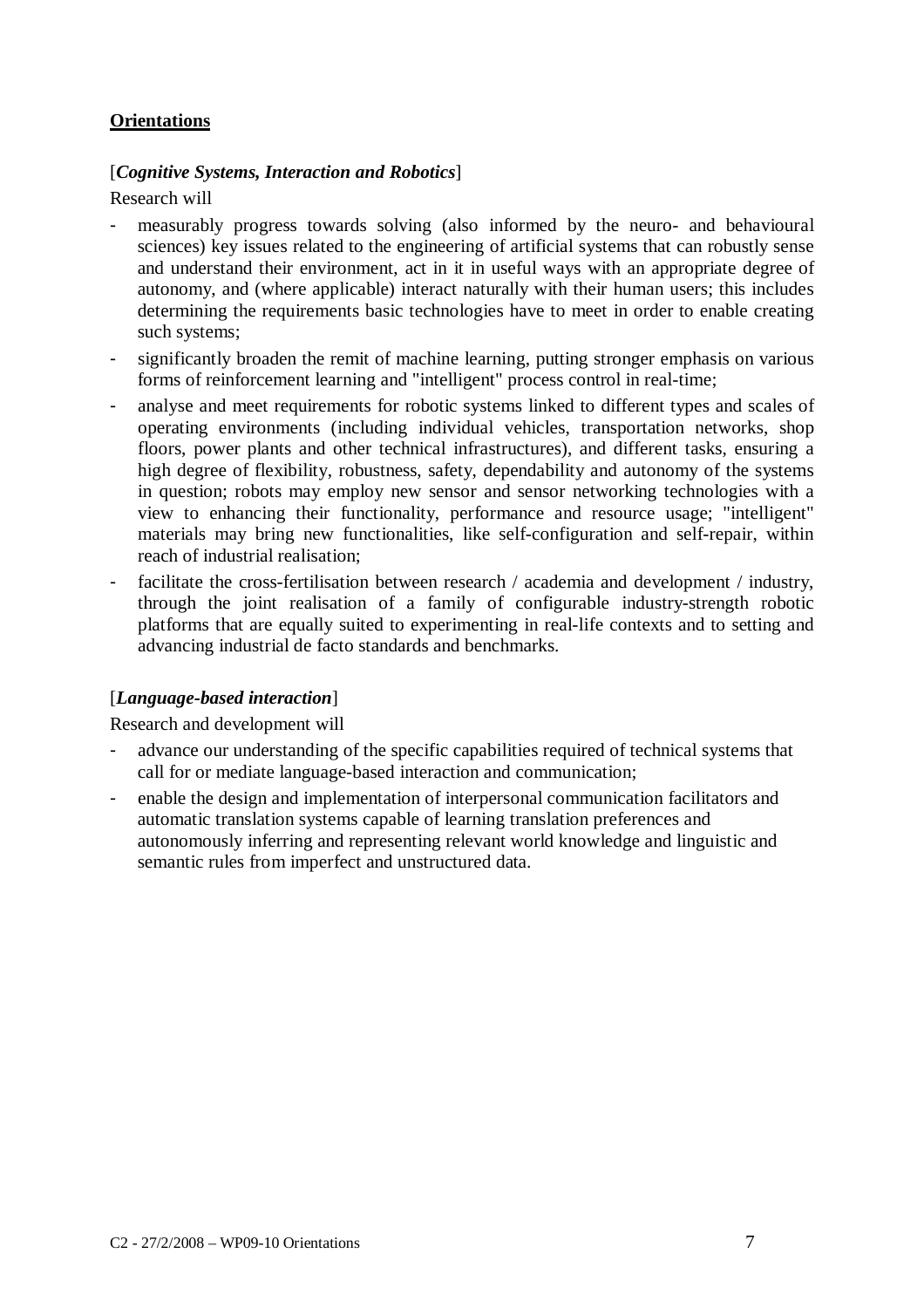**Orientations**

[***Cognitive Systems, Interaction and Robotics***]

Research will

- measurably progress towards solving (also informed by the neuro- and behavioural sciences) key issues related to the engineering of artificial systems that can robustly sense and understand their environment, act in it in useful ways with an appropriate degree of autonomy, and (where applicable) interact naturally with their human users; this includes determining the requirements basic technologies have to meet in order to enable creating such systems;
- significantly broaden the remit of machine learning, putting stronger emphasis on various forms of reinforcement learning and "intelligent" process control in real-time;
- analyse and meet requirements for robotic systems linked to different types and scales of operating environments (including individual vehicles, transportation networks, shop floors, power plants and other technical infrastructures), and different tasks, ensuring a high degree of flexibility, robustness, safety, dependability and autonomy of the systems in question; robots may employ new sensor and sensor networking technologies with a view to enhancing their functionality, performance and resource usage; "intelligent" materials may bring new functionalities, like self-configuration and self-repair, within reach of industrial realisation;
- facilitate the cross-fertilisation between research / academia and development / industry, through the joint realisation of a family of configurable industry-strength robotic platforms that are equally suited to experimenting in real-life contexts and to setting and advancing industrial de facto standards and benchmarks.

[***Language-based interaction***]

Research and development will

- advance our understanding of the specific capabilities required of technical systems that call for or mediate language-based interaction and communication;
- enable the design and implementation of interpersonal communication facilitators and automatic translation systems capable of learning translation preferences and autonomously inferring and representing relevant world knowledge and linguistic and semantic rules from imperfect and unstructured data.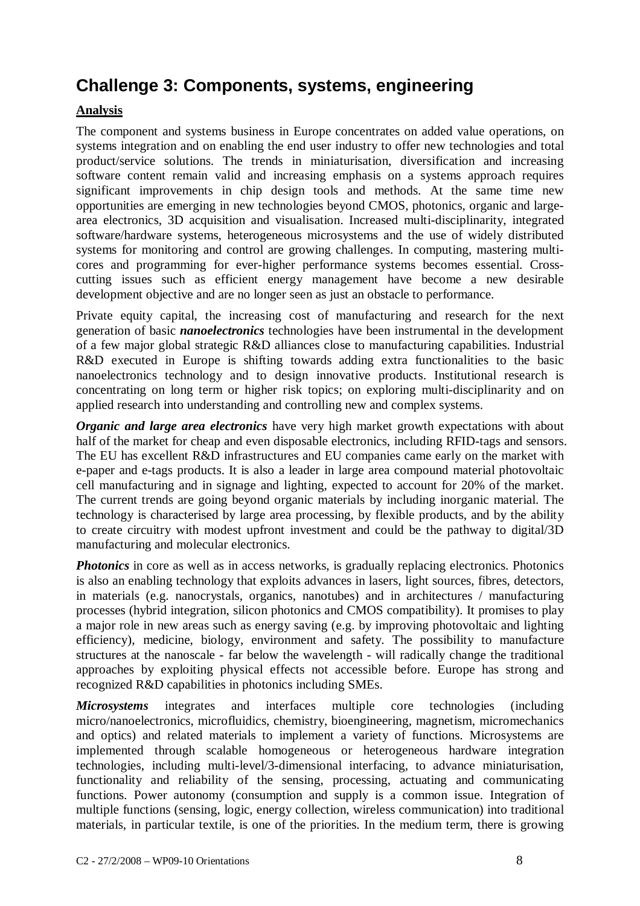## Challenge 3: Components, systems, engineering

**Analysis**

The component and systems business in Europe concentrates on added value operations, on systems integration and on enabling the end user industry to offer new technologies and total product/service solutions. The trends in miniaturisation, diversification and increasing software content remain valid and increasing emphasis on a systems approach requires significant improvements in chip design tools and methods. At the same time new opportunities are emerging in new technologies beyond CMOS, photonics, organic and large-area electronics, 3D acquisition and visualisation. Increased multi-disciplinarity, integrated software/hardware systems, heterogeneous microsystems and the use of widely distributed systems for monitoring and control are growing challenges. In computing, mastering multi-cores and programming for ever-higher performance systems becomes essential. Cross-cutting issues such as efficient energy management have become a new desirable development objective and are no longer seen as just an obstacle to performance.

Private equity capital, the increasing cost of manufacturing and research for the next generation of basic ***nanoelectronics*** technologies have been instrumental in the development of a few major global strategic R&D alliances close to manufacturing capabilities. Industrial R&D executed in Europe is shifting towards adding extra functionalities to the basic nanoelectronics technology and to design innovative products. Institutional research is concentrating on long term or higher risk topics; on exploring multi-disciplinarity and on applied research into understanding and controlling new and complex systems.

***Organic and large area electronics*** have very high market growth expectations with about half of the market for cheap and even disposable electronics, including RFID-tags and sensors. The EU has excellent R&D infrastructures and EU companies came early on the market with e-paper and e-tags products. It is also a leader in large area compound material photovoltaic cell manufacturing and in signage and lighting, expected to account for 20% of the market. The current trends are going beyond organic materials by including inorganic material. The technology is characterised by large area processing, by flexible products, and by the ability to create circuitry with modest upfront investment and could be the pathway to digital/3D manufacturing and molecular electronics.

***Photonics*** in core as well as in access networks, is gradually replacing electronics. Photonics is also an enabling technology that exploits advances in lasers, light sources, fibres, detectors, in materials (e.g. nanocrystals, organics, nanotubes) and in architectures / manufacturing processes (hybrid integration, silicon photonics and CMOS compatibility). It promises to play a major role in new areas such as energy saving (e.g. by improving photovoltaic and lighting efficiency), medicine, biology, environment and safety. The possibility to manufacture structures at the nanoscale - far below the wavelength - will radically change the traditional approaches by exploiting physical effects not accessible before. Europe has strong and recognized R&D capabilities in photonics including SMEs.

***Microsystems*** integrates and interfaces multiple core technologies (including micro/nanoelectronics, microfluidics, chemistry, bioengineering, magnetism, micromechanics and optics) and related materials to implement a variety of functions. Microsystems are implemented through scalable homogeneous or heterogeneous hardware integration technologies, including multi-level/3-dimensional interfacing, to advance miniaturisation, functionality and reliability of the sensing, processing, actuating and communicating functions. Power autonomy (consumption and supply is a common issue. Integration of multiple functions (sensing, logic, energy collection, wireless communication) into traditional materials, in particular textile, is one of the priorities. In the medium term, there is growing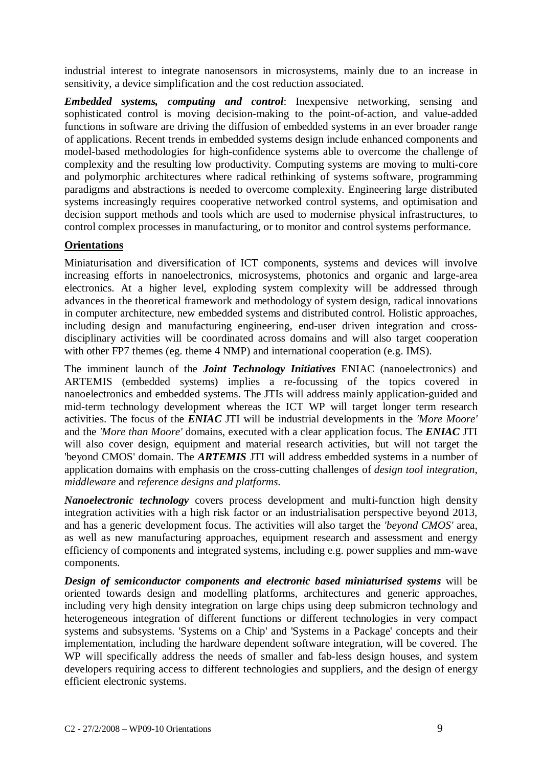industrial interest to integrate nanosensors in microsystems, mainly due to an increase in sensitivity, a device simplification and the cost reduction associated.

***Embedded systems, computing and control***: Inexpensive networking, sensing and sophisticated control is moving decision-making to the point-of-action, and value-added functions in software are driving the diffusion of embedded systems in an ever broader range of applications. Recent trends in embedded systems design include enhanced components and model-based methodologies for high-confidence systems able to overcome the challenge of complexity and the resulting low productivity. Computing systems are moving to multi-core and polymorphic architectures where radical rethinking of systems software, programming paradigms and abstractions is needed to overcome complexity. Engineering large distributed systems increasingly requires cooperative networked control systems, and optimisation and decision support methods and tools which are used to modernise physical infrastructures, to control complex processes in manufacturing, or to monitor and control systems performance.

## Orientations

Miniaturisation and diversification of ICT components, systems and devices will involve increasing efforts in nanoelectronics, microsystems, photonics and organic and large-area electronics. At a higher level, exploding system complexity will be addressed through advances in the theoretical framework and methodology of system design, radical innovations in computer architecture, new embedded systems and distributed control. Holistic approaches, including design and manufacturing engineering, end-user driven integration and cross-disciplinary activities will be coordinated across domains and will also target cooperation with other FP7 themes (eg. theme 4 NMP) and international cooperation (e.g. IMS).

The imminent launch of the ***Joint Technology Initiatives*** ENIAC (nanoelectronics) and ARTEMIS (embedded systems) implies a re-focussing of the topics covered in nanoelectronics and embedded systems. The JTIs will address mainly application-guided and mid-term technology development whereas the ICT WP will target longer term research activities. The focus of the ***ENIAC*** JTI will be industrial developments in the *'More Moore'* and the *'More than Moore'* domains, executed with a clear application focus. The ***ENIAC*** JTI will also cover design, equipment and material research activities, but will not target the 'beyond CMOS' domain. The ***ARTEMIS*** JTI will address embedded systems in a number of application domains with emphasis on the cross-cutting challenges of *design tool integration*, *middleware* and *reference designs and platforms*.

***Nanoelectronic technology*** covers process development and multi-function high density integration activities with a high risk factor or an industrialisation perspective beyond 2013, and has a generic development focus. The activities will also target the *'beyond CMOS'* area, as well as new manufacturing approaches, equipment research and assessment and energy efficiency of components and integrated systems, including e.g. power supplies and mm-wave components.

***Design of semiconductor components and electronic based miniaturised systems*** will be oriented towards design and modelling platforms, architectures and generic approaches, including very high density integration on large chips using deep submicron technology and heterogeneous integration of different functions or different technologies in very compact systems and subsystems. 'Systems on a Chip' and 'Systems in a Package' concepts and their implementation, including the hardware dependent software integration, will be covered. The WP will specifically address the needs of smaller and fab-less design houses, and system developers requiring access to different technologies and suppliers, and the design of energy efficient electronic systems.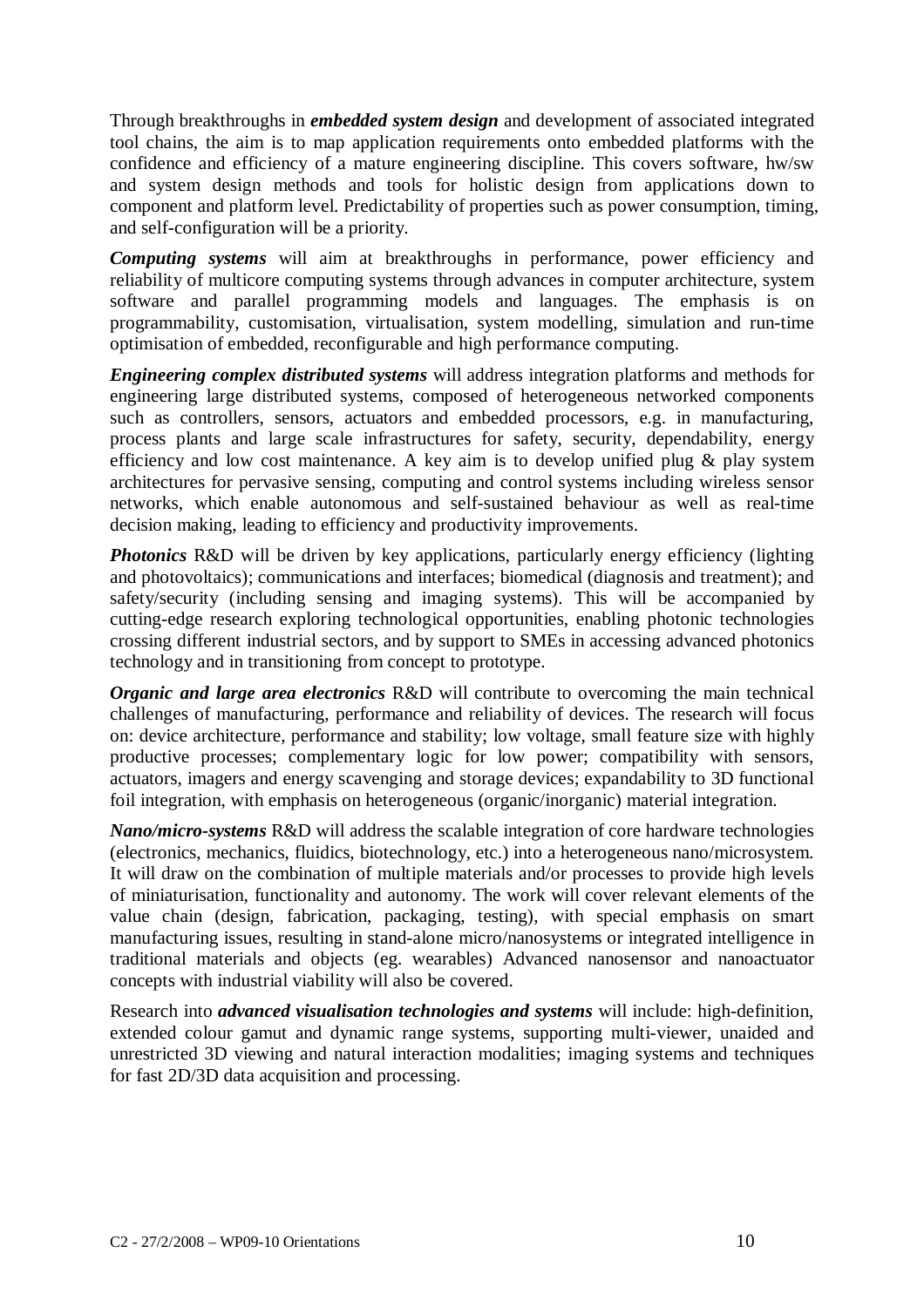Through breakthroughs in ***embedded system design*** and development of associated integrated tool chains, the aim is to map application requirements onto embedded platforms with the confidence and efficiency of a mature engineering discipline. This covers software, hw/sw and system design methods and tools for holistic design from applications down to component and platform level. Predictability of properties such as power consumption, timing, and self-configuration will be a priority.

***Computing systems*** will aim at breakthroughs in performance, power efficiency and reliability of multicore computing systems through advances in computer architecture, system software and parallel programming models and languages. The emphasis is on programmability, customisation, virtualisation, system modelling, simulation and run-time optimisation of embedded, reconfigurable and high performance computing.

***Engineering complex distributed systems*** will address integration platforms and methods for engineering large distributed systems, composed of heterogeneous networked components such as controllers, sensors, actuators and embedded processors, e.g. in manufacturing, process plants and large scale infrastructures for safety, security, dependability, energy efficiency and low cost maintenance. A key aim is to develop unified plug & play system architectures for pervasive sensing, computing and control systems including wireless sensor networks, which enable autonomous and self-sustained behaviour as well as real-time decision making, leading to efficiency and productivity improvements.

***Photonics*** R&D will be driven by key applications, particularly energy efficiency (lighting and photovoltaics); communications and interfaces; biomedical (diagnosis and treatment); and safety/security (including sensing and imaging systems). This will be accompanied by cutting-edge research exploring technological opportunities, enabling photonic technologies crossing different industrial sectors, and by support to SMEs in accessing advanced photonics technology and in transitioning from concept to prototype.

***Organic and large area electronics*** R&D will contribute to overcoming the main technical challenges of manufacturing, performance and reliability of devices. The research will focus on: device architecture, performance and stability; low voltage, small feature size with highly productive processes; complementary logic for low power; compatibility with sensors, actuators, imagers and energy scavenging and storage devices; expandability to 3D functional foil integration, with emphasis on heterogeneous (organic/inorganic) material integration.

***Nano/micro-systems*** R&D will address the scalable integration of core hardware technologies (electronics, mechanics, fluidics, biotechnology, etc.) into a heterogeneous nano/microsystem. It will draw on the combination of multiple materials and/or processes to provide high levels of miniaturisation, functionality and autonomy. The work will cover relevant elements of the value chain (design, fabrication, packaging, testing), with special emphasis on smart manufacturing issues, resulting in stand-alone micro/nanosystems or integrated intelligence in traditional materials and objects (eg. wearables) Advanced nanosensor and nanoactuator concepts with industrial viability will also be covered.

Research into ***advanced visualisation technologies and systems*** will include: high-definition, extended colour gamut and dynamic range systems, supporting multi-viewer, unaided and unrestricted 3D viewing and natural interaction modalities; imaging systems and techniques for fast 2D/3D data acquisition and processing.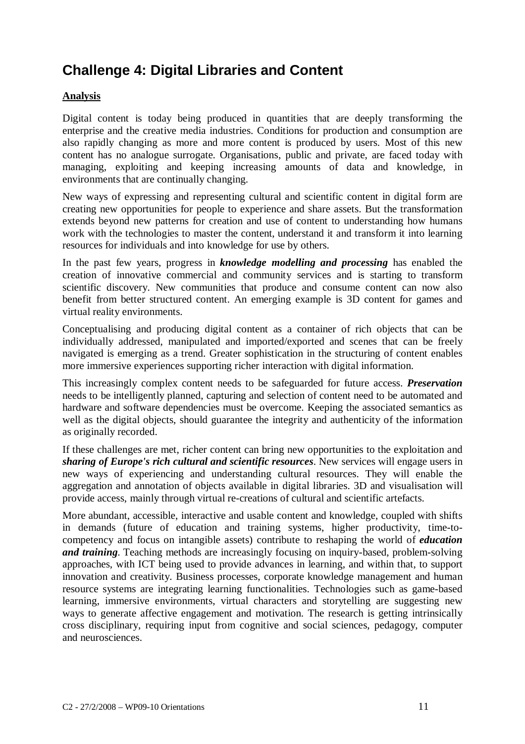# Challenge 4: Digital Libraries and Content

**Analysis**

Digital content is today being produced in quantities that are deeply transforming the enterprise and the creative media industries. Conditions for production and consumption are also rapidly changing as more and more content is produced by users. Most of this new content has no analogue surrogate. Organisations, public and private, are faced today with managing, exploiting and keeping increasing amounts of data and knowledge, in environments that are continually changing.

New ways of expressing and representing cultural and scientific content in digital form are creating new opportunities for people to experience and share assets. But the transformation extends beyond new patterns for creation and use of content to understanding how humans work with the technologies to master the content, understand it and transform it into learning resources for individuals and into knowledge for use by others.

In the past few years, progress in ***knowledge modelling and processing*** has enabled the creation of innovative commercial and community services and is starting to transform scientific discovery. New communities that produce and consume content can now also benefit from better structured content. An emerging example is 3D content for games and virtual reality environments.

Conceptualising and producing digital content as a container of rich objects that can be individually addressed, manipulated and imported/exported and scenes that can be freely navigated is emerging as a trend. Greater sophistication in the structuring of content enables more immersive experiences supporting richer interaction with digital information.

This increasingly complex content needs to be safeguarded for future access. ***Preservation*** needs to be intelligently planned, capturing and selection of content need to be automated and hardware and software dependencies must be overcome. Keeping the associated semantics as well as the digital objects, should guarantee the integrity and authenticity of the information as originally recorded.

If these challenges are met, richer content can bring new opportunities to the exploitation and ***sharing of Europe's rich cultural and scientific resources***. New services will engage users in new ways of experiencing and understanding cultural resources. They will enable the aggregation and annotation of objects available in digital libraries. 3D and visualisation will provide access, mainly through virtual re-creations of cultural and scientific artefacts.

More abundant, accessible, interactive and usable content and knowledge, coupled with shifts in demands (future of education and training systems, higher productivity, time-to-competency and focus on intangible assets) contribute to reshaping the world of ***education and training***. Teaching methods are increasingly focusing on inquiry-based, problem-solving approaches, with ICT being used to provide advances in learning, and within that, to support innovation and creativity. Business processes, corporate knowledge management and human resource systems are integrating learning functionalities. Technologies such as game-based learning, immersive environments, virtual characters and storytelling are suggesting new ways to generate affective engagement and motivation. The research is getting intrinsically cross disciplinary, requiring input from cognitive and social sciences, pedagogy, computer and neurosciences.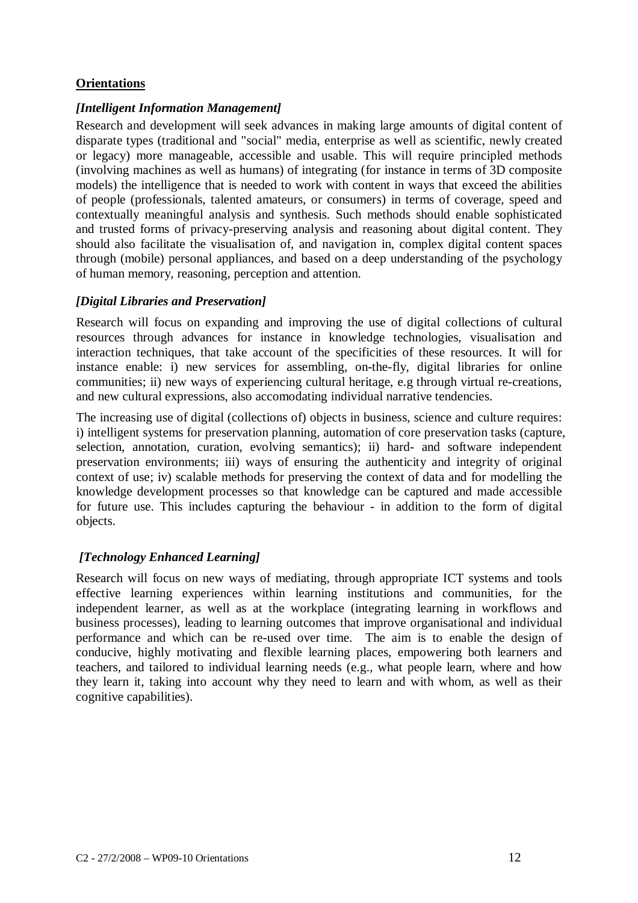**Orientations**

***[Intelligent Information Management]***

Research and development will seek advances in making large amounts of digital content of disparate types (traditional and "social" media, enterprise as well as scientific, newly created or legacy) more manageable, accessible and usable. This will require principled methods (involving machines as well as humans) of integrating (for instance in terms of 3D composite models) the intelligence that is needed to work with content in ways that exceed the abilities of people (professionals, talented amateurs, or consumers) in terms of coverage, speed and contextually meaningful analysis and synthesis. Such methods should enable sophisticated and trusted forms of privacy-preserving analysis and reasoning about digital content. They should also facilitate the visualisation of, and navigation in, complex digital content spaces through (mobile) personal appliances, and based on a deep understanding of the psychology of human memory, reasoning, perception and attention.

***[Digital Libraries and Preservation]***

Research will focus on expanding and improving the use of digital collections of cultural resources through advances for instance in knowledge technologies, visualisation and interaction techniques, that take account of the specificities of these resources. It will for instance enable: i) new services for assembling, on-the-fly, digital libraries for online communities; ii) new ways of experiencing cultural heritage, e.g through virtual re-creations, and new cultural expressions, also accomodating individual narrative tendencies.

The increasing use of digital (collections of) objects in business, science and culture requires: i) intelligent systems for preservation planning, automation of core preservation tasks (capture, selection, annotation, curation, evolving semantics); ii) hard- and software independent preservation environments; iii) ways of ensuring the authenticity and integrity of original context of use; iv) scalable methods for preserving the context of data and for modelling the knowledge development processes so that knowledge can be captured and made accessible for future use. This includes capturing the behaviour - in addition to the form of digital objects.

***[Technology Enhanced Learning]***

Research will focus on new ways of mediating, through appropriate ICT systems and tools effective learning experiences within learning institutions and communities, for the independent learner, as well as at the workplace (integrating learning in workflows and business processes), leading to learning outcomes that improve organisational and individual performance and which can be re-used over time. The aim is to enable the design of conducive, highly motivating and flexible learning places, empowering both learners and teachers, and tailored to individual learning needs (e.g., what people learn, where and how they learn it, taking into account why they need to learn and with whom, as well as their cognitive capabilities).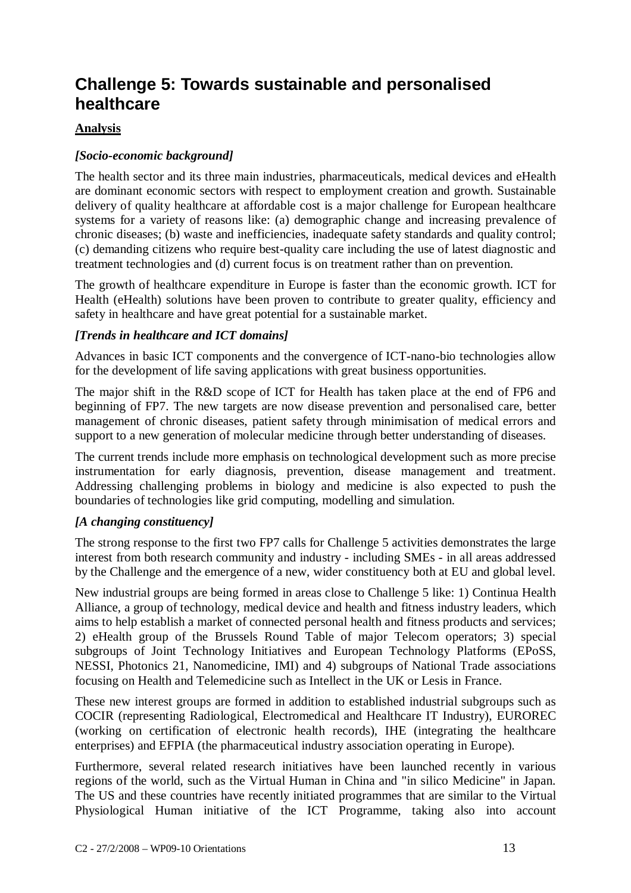# Challenge 5: Towards sustainable and personalised healthcare

**Analysis**

***[Socio-economic background]***

The health sector and its three main industries, pharmaceuticals, medical devices and eHealth are dominant economic sectors with respect to employment creation and growth. Sustainable delivery of quality healthcare at affordable cost is a major challenge for European healthcare systems for a variety of reasons like: (a) demographic change and increasing prevalence of chronic diseases; (b) waste and inefficiencies, inadequate safety standards and quality control; (c) demanding citizens who require best-quality care including the use of latest diagnostic and treatment technologies and (d) current focus is on treatment rather than on prevention.

The growth of healthcare expenditure in Europe is faster than the economic growth. ICT for Health (eHealth) solutions have been proven to contribute to greater quality, efficiency and safety in healthcare and have great potential for a sustainable market.

***[Trends in healthcare and ICT domains]***

Advances in basic ICT components and the convergence of ICT-nano-bio technologies allow for the development of life saving applications with great business opportunities.

The major shift in the R&D scope of ICT for Health has taken place at the end of FP6 and beginning of FP7. The new targets are now disease prevention and personalised care, better management of chronic diseases, patient safety through minimisation of medical errors and support to a new generation of molecular medicine through better understanding of diseases.

The current trends include more emphasis on technological development such as more precise instrumentation for early diagnosis, prevention, disease management and treatment. Addressing challenging problems in biology and medicine is also expected to push the boundaries of technologies like grid computing, modelling and simulation.

***[A changing constituency]***

The strong response to the first two FP7 calls for Challenge 5 activities demonstrates the large interest from both research community and industry - including SMEs - in all areas addressed by the Challenge and the emergence of a new, wider constituency both at EU and global level.

New industrial groups are being formed in areas close to Challenge 5 like: 1) Continua Health Alliance, a group of technology, medical device and health and fitness industry leaders, which aims to help establish a market of connected personal health and fitness products and services; 2) eHealth group of the Brussels Round Table of major Telecom operators; 3) special subgroups of Joint Technology Initiatives and European Technology Platforms (EPoSS, NESSI, Photonics 21, Nanomedicine, IMI) and 4) subgroups of National Trade associations focusing on Health and Telemedicine such as Intellect in the UK or Lesis in France.

These new interest groups are formed in addition to established industrial subgroups such as COCIR (representing Radiological, Electromedical and Healthcare IT Industry), EUROREC (working on certification of electronic health records), IHE (integrating the healthcare enterprises) and EFPIA (the pharmaceutical industry association operating in Europe).

Furthermore, several related research initiatives have been launched recently in various regions of the world, such as the Virtual Human in China and "in silico Medicine" in Japan. The US and these countries have recently initiated programmes that are similar to the Virtual Physiological Human initiative of the ICT Programme, taking also into account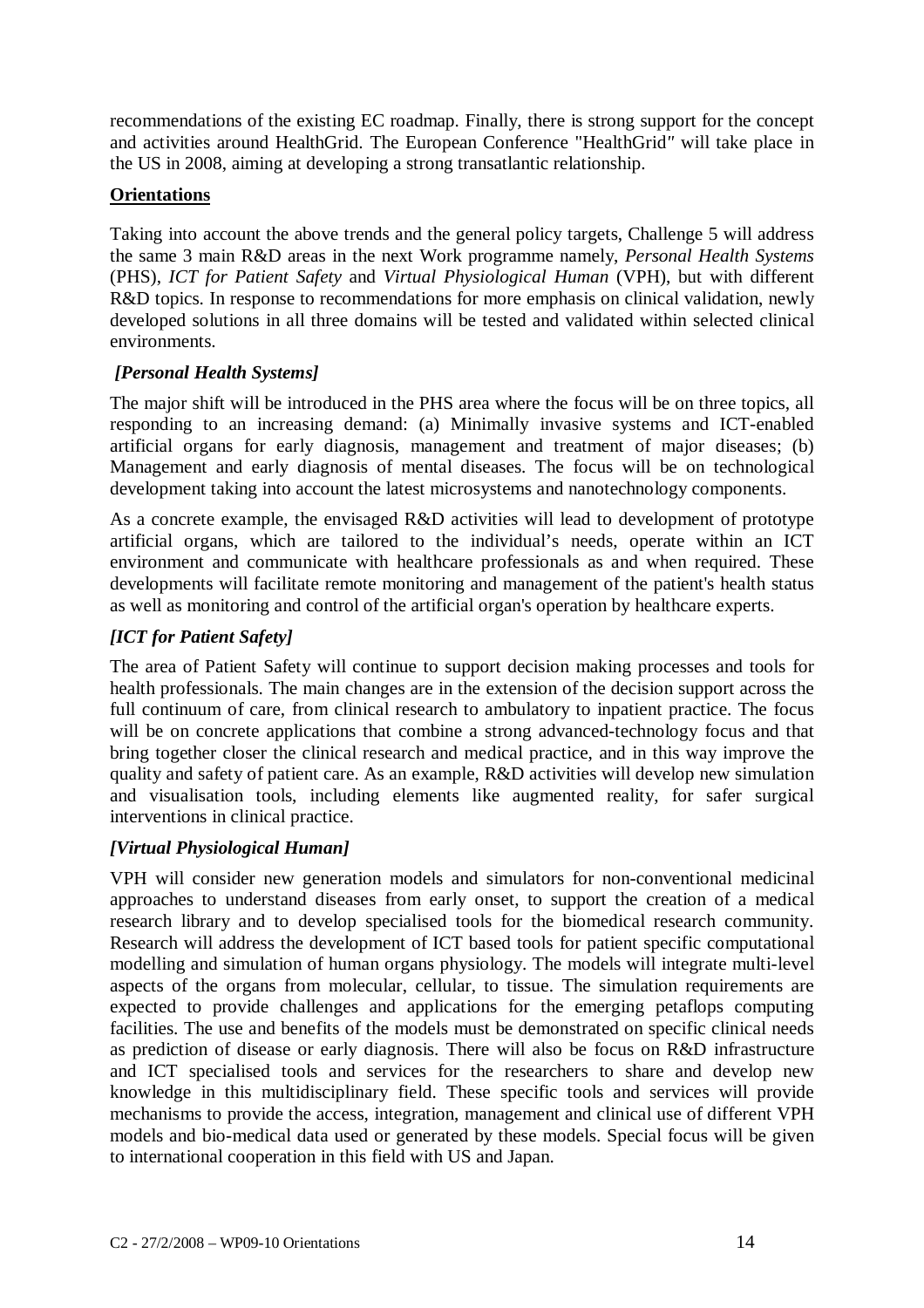recommendations of the existing EC roadmap. Finally, there is strong support for the concept and activities around HealthGrid. The European Conference "HealthGrid" will take place in the US in 2008, aiming at developing a strong transatlantic relationship.

**Orientations**

Taking into account the above trends and the general policy targets, Challenge 5 will address the same 3 main R&D areas in the next Work programme namely, *Personal Health Systems* (PHS), *ICT for Patient Safety* and *Virtual Physiological Human* (VPH), but with different R&D topics. In response to recommendations for more emphasis on clinical validation, newly developed solutions in all three domains will be tested and validated within selected clinical environments.

***[Personal Health Systems]***

The major shift will be introduced in the PHS area where the focus will be on three topics, all responding to an increasing demand: (a) Minimally invasive systems and ICT-enabled artificial organs for early diagnosis, management and treatment of major diseases; (b) Management and early diagnosis of mental diseases. The focus will be on technological development taking into account the latest microsystems and nanotechnology components.

As a concrete example, the envisaged R&D activities will lead to development of prototype artificial organs, which are tailored to the individual's needs, operate within an ICT environment and communicate with healthcare professionals as and when required. These developments will facilitate remote monitoring and management of the patient's health status as well as monitoring and control of the artificial organ's operation by healthcare experts.

***[ICT for Patient Safety]***

The area of Patient Safety will continue to support decision making processes and tools for health professionals. The main changes are in the extension of the decision support across the full continuum of care, from clinical research to ambulatory to inpatient practice. The focus will be on concrete applications that combine a strong advanced-technology focus and that bring together closer the clinical research and medical practice, and in this way improve the quality and safety of patient care. As an example, R&D activities will develop new simulation and visualisation tools, including elements like augmented reality, for safer surgical interventions in clinical practice.

***[Virtual Physiological Human]***

VPH will consider new generation models and simulators for non-conventional medicinal approaches to understand diseases from early onset, to support the creation of a medical research library and to develop specialised tools for the biomedical research community. Research will address the development of ICT based tools for patient specific computational modelling and simulation of human organs physiology. The models will integrate multi-level aspects of the organs from molecular, cellular, to tissue. The simulation requirements are expected to provide challenges and applications for the emerging petaflops computing facilities. The use and benefits of the models must be demonstrated on specific clinical needs as prediction of disease or early diagnosis. There will also be focus on R&D infrastructure and ICT specialised tools and services for the researchers to share and develop new knowledge in this multidisciplinary field. These specific tools and services will provide mechanisms to provide the access, integration, management and clinical use of different VPH models and bio-medical data used or generated by these models. Special focus will be given to international cooperation in this field with US and Japan.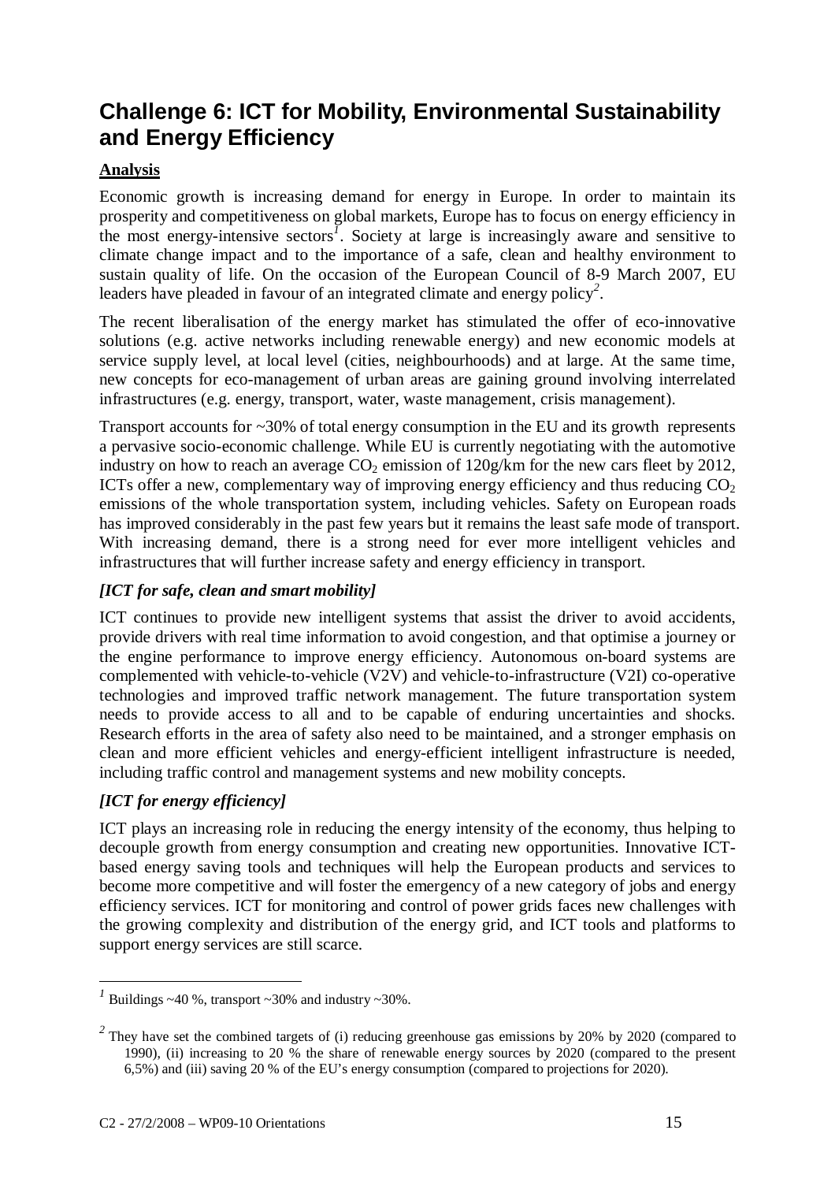## Challenge 6: ICT for Mobility, Environmental Sustainability and Energy Efficiency

**Analysis**

Economic growth is increasing demand for energy in Europe. In order to maintain its prosperity and competitiveness on global markets, Europe has to focus on energy efficiency in the most energy-intensive sectors[1]. Society at large is increasingly aware and sensitive to climate change impact and to the importance of a safe, clean and healthy environment to sustain quality of life. On the occasion of the European Council of 8-9 March 2007, EU leaders have pleaded in favour of an integrated climate and energy policy[2].

The recent liberalisation of the energy market has stimulated the offer of eco-innovative solutions (e.g. active networks including renewable energy) and new economic models at service supply level, at local level (cities, neighbourhoods) and at large. At the same time, new concepts for eco-management of urban areas are gaining ground involving interrelated infrastructures (e.g. energy, transport, water, waste management, crisis management).

Transport accounts for ~30% of total energy consumption in the EU and its growth represents a pervasive socio-economic challenge. While EU is currently negotiating with the automotive industry on how to reach an average $CO_2$ emission of 120g/km for the new cars fleet by 2012, ICTs offer a new, complementary way of improving energy efficiency and thus reducing $CO_2$ emissions of the whole transportation system, including vehicles. Safety on European roads has improved considerably in the past few years but it remains the least safe mode of transport. With increasing demand, there is a strong need for ever more intelligent vehicles and infrastructures that will further increase safety and energy efficiency in transport.

***[ICT for safe, clean and smart mobility]***

ICT continues to provide new intelligent systems that assist the driver to avoid accidents, provide drivers with real time information to avoid congestion, and that optimise a journey or the engine performance to improve energy efficiency. Autonomous on-board systems are complemented with vehicle-to-vehicle (V2V) and vehicle-to-infrastructure (V2I) co-operative technologies and improved traffic network management. The future transportation system needs to provide access to all and to be capable of enduring uncertainties and shocks. Research efforts in the area of safety also need to be maintained, and a stronger emphasis on clean and more efficient vehicles and energy-efficient intelligent infrastructure is needed, including traffic control and management systems and new mobility concepts.

***[ICT for energy efficiency]***

ICT plays an increasing role in reducing the energy intensity of the economy, thus helping to decouple growth from energy consumption and creating new opportunities. Innovative ICT-based energy saving tools and techniques will help the European products and services to become more competitive and will foster the emergency of a new category of jobs and energy efficiency services. ICT for monitoring and control of power grids faces new challenges with the growing complexity and distribution of the energy grid, and ICT tools and platforms to support energy services are still scarce.

---

[1] Buildings ~40 %, transport ~30% and industry ~30%.

[2] They have set the combined targets of (i) reducing greenhouse gas emissions by 20% by 2020 (compared to 1990), (ii) increasing to 20 % the share of renewable energy sources by 2020 (compared to the present 6,5%) and (iii) saving 20 % of the EU's energy consumption (compared to projections for 2020).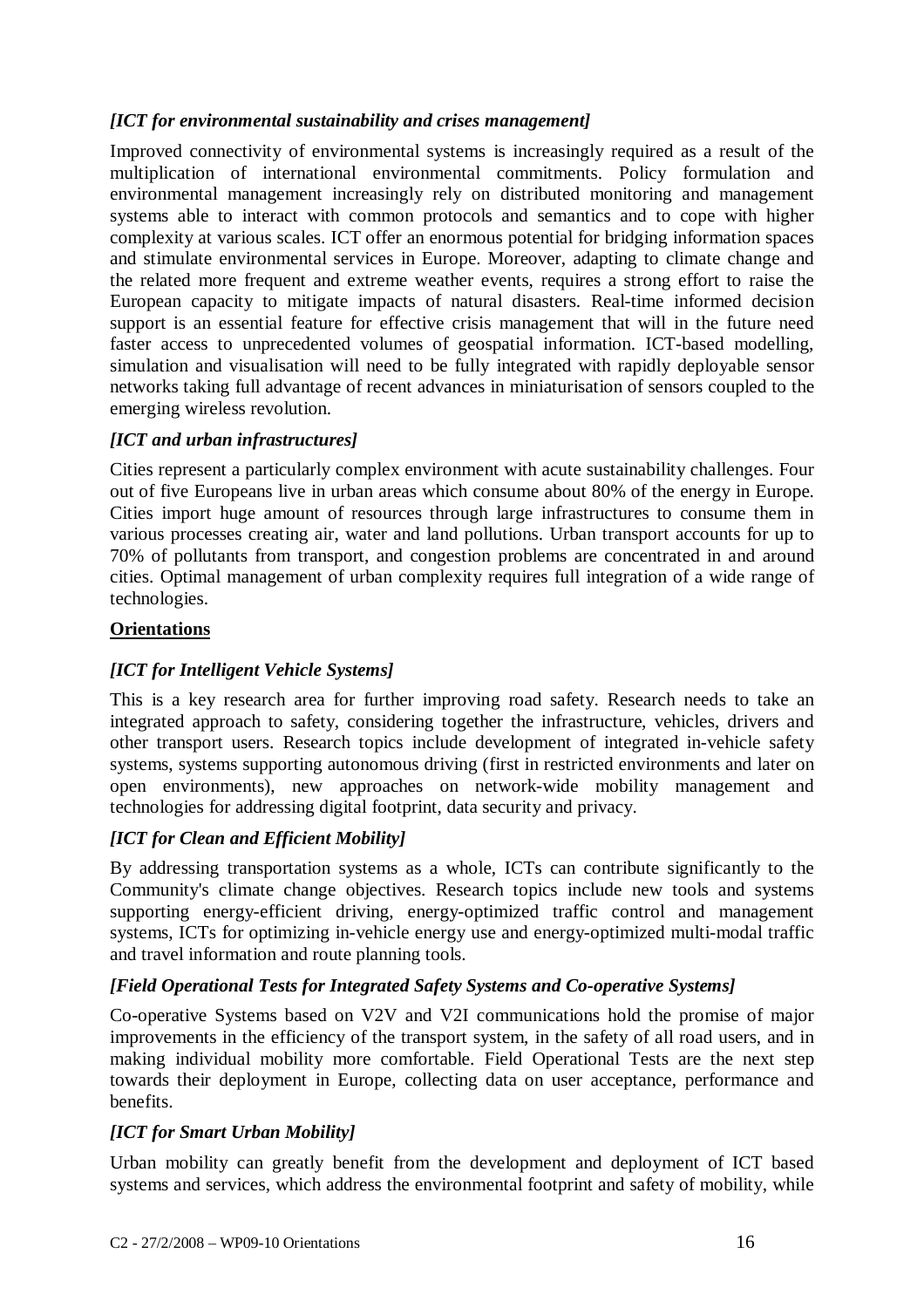*[ICT for environmental sustainability and crises management]*

Improved connectivity of environmental systems is increasingly required as a result of the multiplication of international environmental commitments. Policy formulation and environmental management increasingly rely on distributed monitoring and management systems able to interact with common protocols and semantics and to cope with higher complexity at various scales. ICT offer an enormous potential for bridging information spaces and stimulate environmental services in Europe. Moreover, adapting to climate change and the related more frequent and extreme weather events, requires a strong effort to raise the European capacity to mitigate impacts of natural disasters. Real-time informed decision support is an essential feature for effective crisis management that will in the future need faster access to unprecedented volumes of geospatial information. ICT-based modelling, simulation and visualisation will need to be fully integrated with rapidly deployable sensor networks taking full advantage of recent advances in miniaturisation of sensors coupled to the emerging wireless revolution.

*[ICT and urban infrastructures]*

Cities represent a particularly complex environment with acute sustainability challenges. Four out of five Europeans live in urban areas which consume about 80% of the energy in Europe. Cities import huge amount of resources through large infrastructures to consume them in various processes creating air, water and land pollutions. Urban transport accounts for up to 70% of pollutants from transport, and congestion problems are concentrated in and around cities. Optimal management of urban complexity requires full integration of a wide range of technologies.

**Orientations**

*[ICT for Intelligent Vehicle Systems]*

This is a key research area for further improving road safety. Research needs to take an integrated approach to safety, considering together the infrastructure, vehicles, drivers and other transport users. Research topics include development of integrated in-vehicle safety systems, systems supporting autonomous driving (first in restricted environments and later on open environments), new approaches on network-wide mobility management and technologies for addressing digital footprint, data security and privacy.

*[ICT for Clean and Efficient Mobility]*

By addressing transportation systems as a whole, ICTs can contribute significantly to the Community's climate change objectives. Research topics include new tools and systems supporting energy-efficient driving, energy-optimized traffic control and management systems, ICTs for optimizing in-vehicle energy use and energy-optimized multi-modal traffic and travel information and route planning tools.

*[Field Operational Tests for Integrated Safety Systems and Co-operative Systems]*

Co-operative Systems based on V2V and V2I communications hold the promise of major improvements in the efficiency of the transport system, in the safety of all road users, and in making individual mobility more comfortable. Field Operational Tests are the next step towards their deployment in Europe, collecting data on user acceptance, performance and benefits.

*[ICT for Smart Urban Mobility]*

Urban mobility can greatly benefit from the development and deployment of ICT based systems and services, which address the environmental footprint and safety of mobility, while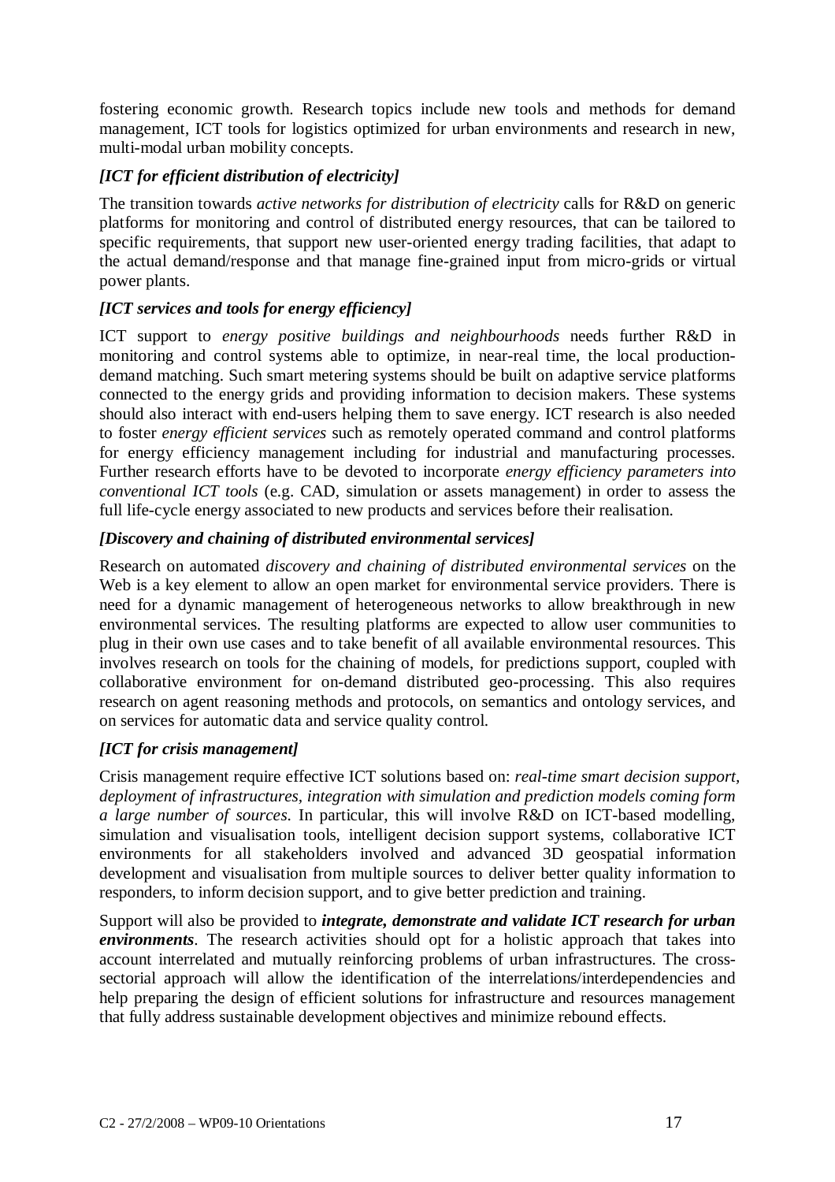fostering economic growth. Research topics include new tools and methods for demand management, ICT tools for logistics optimized for urban environments and research in new, multi-modal urban mobility concepts.

***[ICT for efficient distribution of electricity]***

The transition towards *active networks for distribution of electricity* calls for R&D on generic platforms for monitoring and control of distributed energy resources, that can be tailored to specific requirements, that support new user-oriented energy trading facilities, that adapt to the actual demand/response and that manage fine-grained input from micro-grids or virtual power plants.

***[ICT services and tools for energy efficiency]***

ICT support to *energy positive buildings and neighbourhoods* needs further R&D in monitoring and control systems able to optimize, in near-real time, the local production-demand matching. Such smart metering systems should be built on adaptive service platforms connected to the energy grids and providing information to decision makers. These systems should also interact with end-users helping them to save energy. ICT research is also needed to foster *energy efficient services* such as remotely operated command and control platforms for energy efficiency management including for industrial and manufacturing processes. Further research efforts have to be devoted to incorporate *energy efficiency parameters into conventional ICT tools* (e.g. CAD, simulation or assets management) in order to assess the full life-cycle energy associated to new products and services before their realisation.

***[Discovery and chaining of distributed environmental services]***

Research on automated *discovery and chaining of distributed environmental services* on the Web is a key element to allow an open market for environmental service providers. There is need for a dynamic management of heterogeneous networks to allow breakthrough in new environmental services. The resulting platforms are expected to allow user communities to plug in their own use cases and to take benefit of all available environmental resources. This involves research on tools for the chaining of models, for predictions support, coupled with collaborative environment for on-demand distributed geo-processing. This also requires research on agent reasoning methods and protocols, on semantics and ontology services, and on services for automatic data and service quality control.

***[ICT for crisis management]***

Crisis management require effective ICT solutions based on: *real-time smart decision support, deployment of infrastructures, integration with simulation and prediction models coming form a large number of sources*. In particular, this will involve R&D on ICT-based modelling, simulation and visualisation tools, intelligent decision support systems, collaborative ICT environments for all stakeholders involved and advanced 3D geospatial information development and visualisation from multiple sources to deliver better quality information to responders, to inform decision support, and to give better prediction and training.

Support will also be provided to ***integrate, demonstrate and validate ICT research for urban environments***. The research activities should opt for a holistic approach that takes into account interrelated and mutually reinforcing problems of urban infrastructures. The cross-sectorial approach will allow the identification of the interrelations/interdependencies and help preparing the design of efficient solutions for infrastructure and resources management that fully address sustainable development objectives and minimize rebound effects.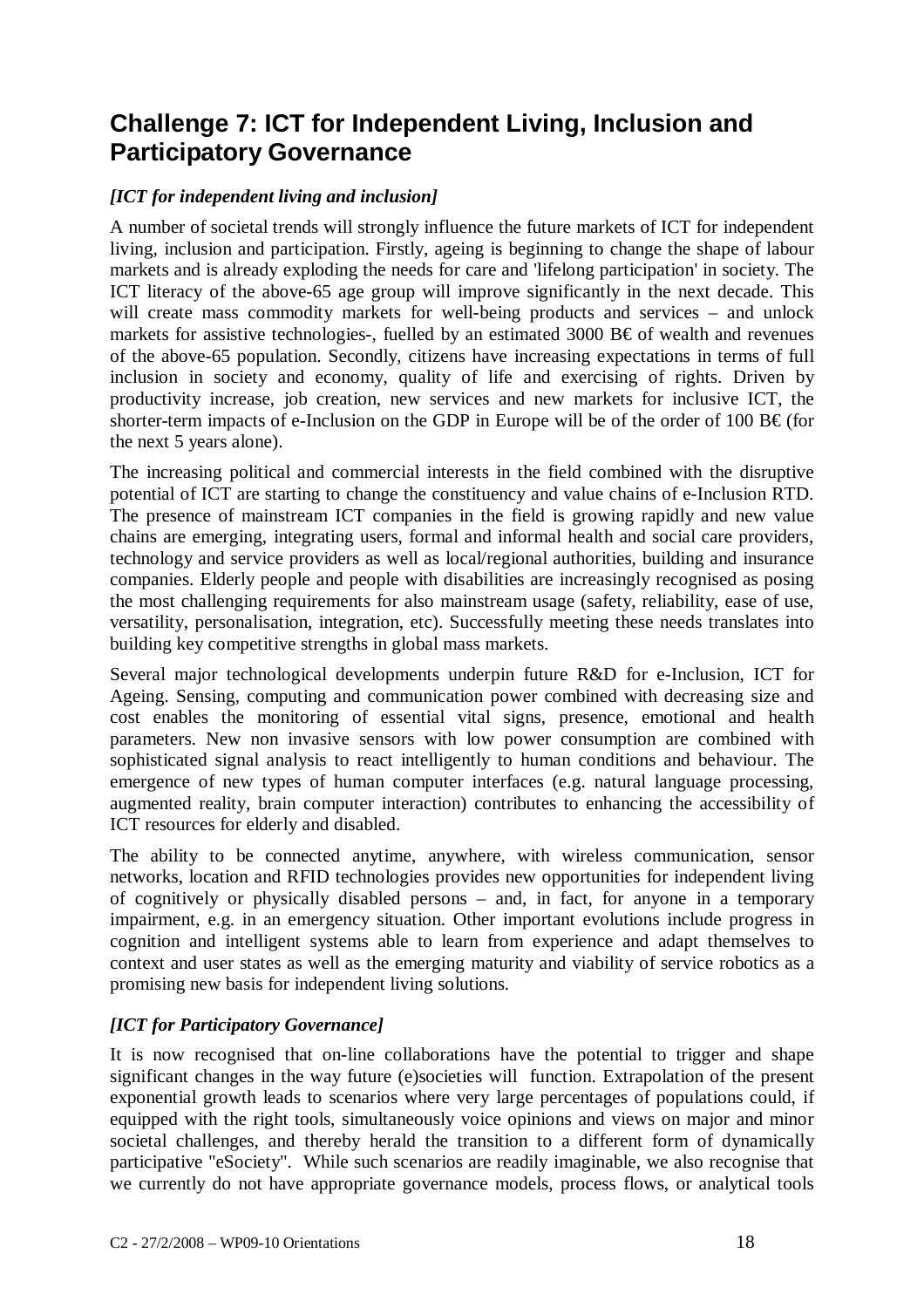# Challenge 7: ICT for Independent Living, Inclusion and Participatory Governance

### *[ICT for independent living and inclusion]*

A number of societal trends will strongly influence the future markets of ICT for independent living, inclusion and participation. Firstly, ageing is beginning to change the shape of labour markets and is already exploding the needs for care and 'lifelong participation' in society. The ICT literacy of the above-65 age group will improve significantly in the next decade. This will create mass commodity markets for well-being products and services – and unlock markets for assistive technologies-, fuelled by an estimated 3000 B€ of wealth and revenues of the above-65 population. Secondly, citizens have increasing expectations in terms of full inclusion in society and economy, quality of life and exercising of rights. Driven by productivity increase, job creation, new services and new markets for inclusive ICT, the shorter-term impacts of e-Inclusion on the GDP in Europe will be of the order of 100 B€ (for the next 5 years alone).

The increasing political and commercial interests in the field combined with the disruptive potential of ICT are starting to change the constituency and value chains of e-Inclusion RTD. The presence of mainstream ICT companies in the field is growing rapidly and new value chains are emerging, integrating users, formal and informal health and social care providers, technology and service providers as well as local/regional authorities, building and insurance companies. Elderly people and people with disabilities are increasingly recognised as posing the most challenging requirements for also mainstream usage (safety, reliability, ease of use, versatility, personalisation, integration, etc). Successfully meeting these needs translates into building key competitive strengths in global mass markets.

Several major technological developments underpin future R&D for e-Inclusion, ICT for Ageing. Sensing, computing and communication power combined with decreasing size and cost enables the monitoring of essential vital signs, presence, emotional and health parameters. New non invasive sensors with low power consumption are combined with sophisticated signal analysis to react intelligently to human conditions and behaviour. The emergence of new types of human computer interfaces (e.g. natural language processing, augmented reality, brain computer interaction) contributes to enhancing the accessibility of ICT resources for elderly and disabled.

The ability to be connected anytime, anywhere, with wireless communication, sensor networks, location and RFID technologies provides new opportunities for independent living of cognitively or physically disabled persons – and, in fact, for anyone in a temporary impairment, e.g. in an emergency situation. Other important evolutions include progress in cognition and intelligent systems able to learn from experience and adapt themselves to context and user states as well as the emerging maturity and viability of service robotics as a promising new basis for independent living solutions.

### *[ICT for Participatory Governance]*

It is now recognised that on-line collaborations have the potential to trigger and shape significant changes in the way future (e)societies will function. Extrapolation of the present exponential growth leads to scenarios where very large percentages of populations could, if equipped with the right tools, simultaneously voice opinions and views on major and minor societal challenges, and thereby herald the transition to a different form of dynamically participative "eSociety". While such scenarios are readily imaginable, we also recognise that we currently do not have appropriate governance models, process flows, or analytical tools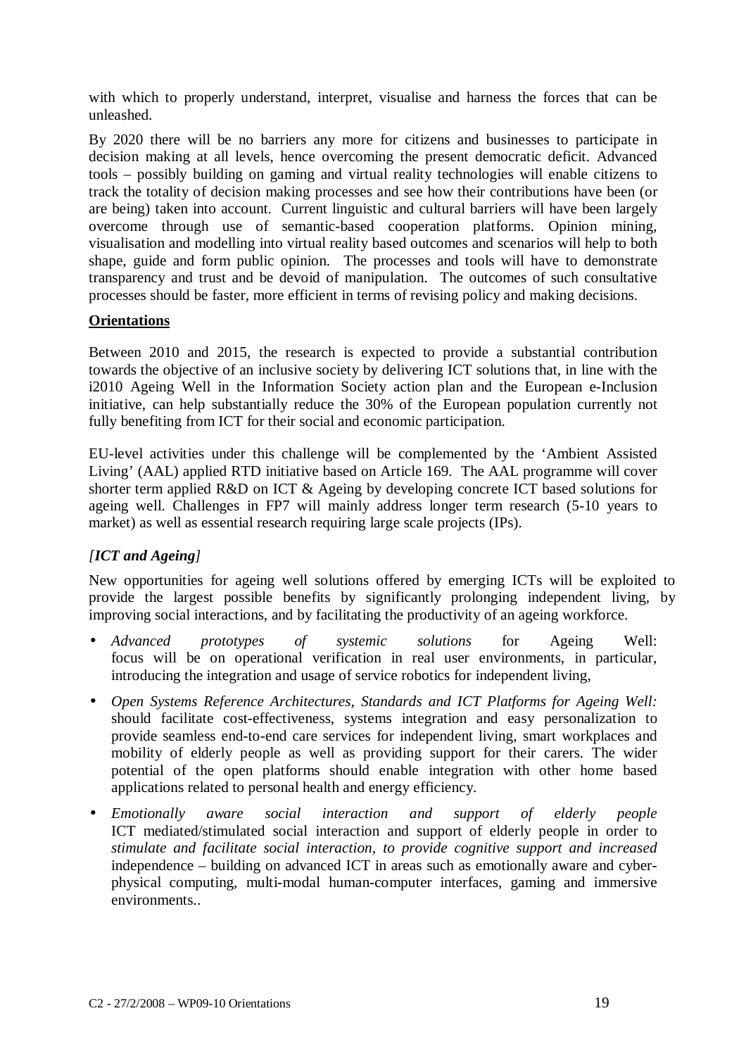with which to properly understand, interpret, visualise and harness the forces that can be unleashed.

By 2020 there will be no barriers any more for citizens and businesses to participate in decision making at all levels, hence overcoming the present democratic deficit. Advanced tools – possibly building on gaming and virtual reality technologies will enable citizens to track the totality of decision making processes and see how their contributions have been (or are being) taken into account. Current linguistic and cultural barriers will have been largely overcome through use of semantic-based cooperation platforms. Opinion mining, visualisation and modelling into virtual reality based outcomes and scenarios will help to both shape, guide and form public opinion. The processes and tools will have to demonstrate transparency and trust and be devoid of manipulation. The outcomes of such consultative processes should be faster, more efficient in terms of revising policy and making decisions.

**Orientations**

Between 2010 and 2015, the research is expected to provide a substantial contribution towards the objective of an inclusive society by delivering ICT solutions that, in line with the i2010 Ageing Well in the Information Society action plan and the European e-Inclusion initiative, can help substantially reduce the 30% of the European population currently not fully benefiting from ICT for their social and economic participation.

EU-level activities under this challenge will be complemented by the 'Ambient Assisted Living' (AAL) applied RTD initiative based on Article 169. The AAL programme will cover shorter term applied R&D on ICT & Ageing by developing concrete ICT based solutions for ageing well. Challenges in FP7 will mainly address longer term research (5-10 years to market) as well as essential research requiring large scale projects (IPs).

*[ICT and Ageing]*

New opportunities for ageing well solutions offered by emerging ICTs will be exploited to provide the largest possible benefits by significantly prolonging independent living, by improving social interactions, and by facilitating the productivity of an ageing workforce.

- *Advanced prototypes of systemic solutions* for Ageing Well: focus will be on operational verification in real user environments, in particular, introducing the integration and usage of service robotics for independent living,
- *Open Systems Reference Architectures, Standards and ICT Platforms for Ageing Well:* should facilitate cost-effectiveness, systems integration and easy personalization to provide seamless end-to-end care services for independent living, smart workplaces and mobility of elderly people as well as providing support for their carers. The wider potential of the open platforms should enable integration with other home based applications related to personal health and energy efficiency.
- *Emotionally aware social interaction and support of elderly people* ICT mediated/stimulated social interaction and support of elderly people in order to *stimulate and facilitate social interaction, to provide cognitive support and increased* independence – building on advanced ICT in areas such as emotionally aware and cyber-physical computing, multi-modal human-computer interfaces, gaming and immersive environments..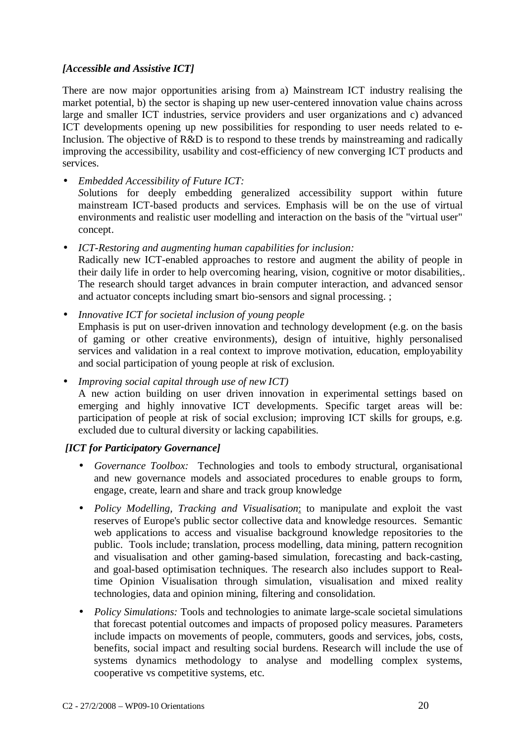***[Accessible and Assistive ICT]***

There are now major opportunities arising from a) Mainstream ICT industry realising the market potential, b) the sector is shaping up new user-centered innovation value chains across large and smaller ICT industries, service providers and user organizations and c) advanced ICT developments opening up new possibilities for responding to user needs related to e-Inclusion. The objective of R&D is to respond to these trends by mainstreaming and radically improving the accessibility, usability and cost-efficiency of new converging ICT products and services.

- *Embedded Accessibility of Future ICT:*  
  *S*olutions for deeply embedding generalized accessibility support within future mainstream ICT-based products and services. Emphasis will be on the use of virtual environments and realistic user modelling and interaction on the basis of the "virtual user" concept.
- *ICT-Restoring and augmenting human capabilities for inclusion:*  
  Radically new ICT-enabled approaches to restore and augment the ability of people in their daily life in order to help overcoming hearing, vision, cognitive or motor disabilities,. The research should target advances in brain computer interaction, and advanced sensor and actuator concepts including smart bio-sensors and signal processing. ;
- *Innovative ICT for societal inclusion of young people*  
  Emphasis is put on user-driven innovation and technology development (e.g. on the basis of gaming or other creative environments), design of intuitive, highly personalised services and validation in a real context to improve motivation, education, employability and social participation of young people at risk of exclusion.
- *Improving social capital through use of new ICT)*  
  A new action building on user driven innovation in experimental settings based on emerging and highly innovative ICT developments. Specific target areas will be: participation of people at risk of social exclusion; improving ICT skills for groups, e.g. excluded due to cultural diversity or lacking capabilities.

***[ICT for Participatory Governance]***

- *Governance Toolbox:* Technologies and tools to embody structural, organisational and new governance models and associated procedures to enable groups to form, engage, create, learn and share and track group knowledge
- *Policy Modelling, Tracking and Visualisation*: to manipulate and exploit the vast reserves of Europe's public sector collective data and knowledge resources. Semantic web applications to access and visualise background knowledge repositories to the public. Tools include; translation, process modelling, data mining, pattern recognition and visualisation and other gaming-based simulation, forecasting and back-casting, and goal-based optimisation techniques. The research also includes support to Real-time Opinion Visualisation through simulation, visualisation and mixed reality technologies, data and opinion mining, filtering and consolidation.
- *Policy Simulations:* Tools and technologies to animate large-scale societal simulations that forecast potential outcomes and impacts of proposed policy measures. Parameters include impacts on movements of people, commuters, goods and services, jobs, costs, benefits, social impact and resulting social burdens. Research will include the use of systems dynamics methodology to analyse and modelling complex systems, cooperative vs competitive systems, etc.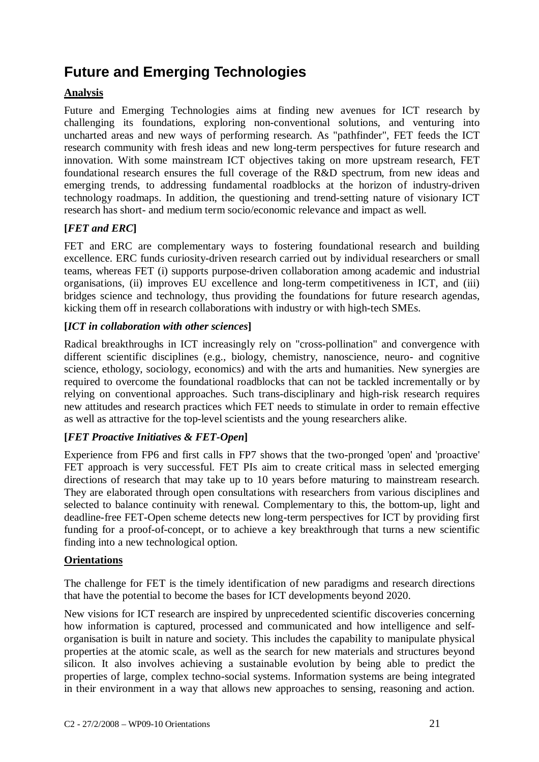# Future and Emerging Technologies

**Analysis**

Future and Emerging Technologies aims at finding new avenues for ICT research by challenging its foundations, exploring non-conventional solutions, and venturing into uncharted areas and new ways of performing research. As "pathfinder", FET feeds the ICT research community with fresh ideas and new long-term perspectives for future research and innovation. With some mainstream ICT objectives taking on more upstream research, FET foundational research ensures the full coverage of the R&D spectrum, from new ideas and emerging trends, to addressing fundamental roadblocks at the horizon of industry-driven technology roadmaps. In addition, the questioning and trend-setting nature of visionary ICT research has short- and medium term socio/economic relevance and impact as well.

**[*FET and ERC*]**

FET and ERC are complementary ways to fostering foundational research and building excellence. ERC funds curiosity-driven research carried out by individual researchers or small teams, whereas FET (i) supports purpose-driven collaboration among academic and industrial organisations, (ii) improves EU excellence and long-term competitiveness in ICT, and (iii) bridges science and technology, thus providing the foundations for future research agendas, kicking them off in research collaborations with industry or with high-tech SMEs.

**[*ICT in collaboration with other sciences*]**

Radical breakthroughs in ICT increasingly rely on "cross-pollination" and convergence with different scientific disciplines (e.g., biology, chemistry, nanoscience, neuro- and cognitive science, ethology, sociology, economics) and with the arts and humanities. New synergies are required to overcome the foundational roadblocks that can not be tackled incrementally or by relying on conventional approaches. Such trans-disciplinary and high-risk research requires new attitudes and research practices which FET needs to stimulate in order to remain effective as well as attractive for the top-level scientists and the young researchers alike.

**[*FET Proactive Initiatives & FET-Open*]**

Experience from FP6 and first calls in FP7 shows that the two-pronged 'open' and 'proactive' FET approach is very successful. FET PIs aim to create critical mass in selected emerging directions of research that may take up to 10 years before maturing to mainstream research. They are elaborated through open consultations with researchers from various disciplines and selected to balance continuity with renewal. Complementary to this, the bottom-up, light and deadline-free FET-Open scheme detects new long-term perspectives for ICT by providing first funding for a proof-of-concept, or to achieve a key breakthrough that turns a new scientific finding into a new technological option.

**Orientations**

The challenge for FET is the timely identification of new paradigms and research directions that have the potential to become the bases for ICT developments beyond 2020.

New visions for ICT research are inspired by unprecedented scientific discoveries concerning how information is captured, processed and communicated and how intelligence and self-organisation is built in nature and society. This includes the capability to manipulate physical properties at the atomic scale, as well as the search for new materials and structures beyond silicon. It also involves achieving a sustainable evolution by being able to predict the properties of large, complex techno-social systems. Information systems are being integrated in their environment in a way that allows new approaches to sensing, reasoning and action.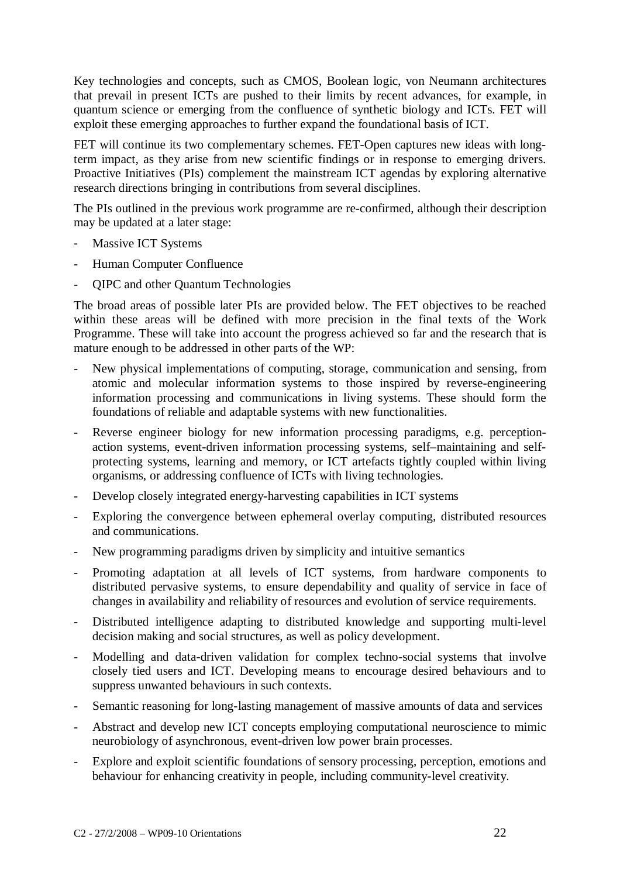Key technologies and concepts, such as CMOS, Boolean logic, von Neumann architectures that prevail in present ICTs are pushed to their limits by recent advances, for example, in quantum science or emerging from the confluence of synthetic biology and ICTs. FET will exploit these emerging approaches to further expand the foundational basis of ICT.

FET will continue its two complementary schemes. FET-Open captures new ideas with long-term impact, as they arise from new scientific findings or in response to emerging drivers. Proactive Initiatives (PIs) complement the mainstream ICT agendas by exploring alternative research directions bringing in contributions from several disciplines.

The PIs outlined in the previous work programme are re-confirmed, although their description may be updated at a later stage:

- Massive ICT Systems
- Human Computer Confluence
- QIPC and other Quantum Technologies

The broad areas of possible later PIs are provided below. The FET objectives to be reached within these areas will be defined with more precision in the final texts of the Work Programme. These will take into account the progress achieved so far and the research that is mature enough to be addressed in other parts of the WP:

- New physical implementations of computing, storage, communication and sensing, from atomic and molecular information systems to those inspired by reverse-engineering information processing and communications in living systems. These should form the foundations of reliable and adaptable systems with new functionalities.
- Reverse engineer biology for new information processing paradigms, e.g. perception-action systems, event-driven information processing systems, self–maintaining and self-protecting systems, learning and memory, or ICT artefacts tightly coupled within living organisms, or addressing confluence of ICTs with living technologies.
- Develop closely integrated energy-harvesting capabilities in ICT systems
- Exploring the convergence between ephemeral overlay computing, distributed resources and communications.
- New programming paradigms driven by simplicity and intuitive semantics
- Promoting adaptation at all levels of ICT systems, from hardware components to distributed pervasive systems, to ensure dependability and quality of service in face of changes in availability and reliability of resources and evolution of service requirements.
- Distributed intelligence adapting to distributed knowledge and supporting multi-level decision making and social structures, as well as policy development.
- Modelling and data-driven validation for complex techno-social systems that involve closely tied users and ICT. Developing means to encourage desired behaviours and to suppress unwanted behaviours in such contexts.
- Semantic reasoning for long-lasting management of massive amounts of data and services
- Abstract and develop new ICT concepts employing computational neuroscience to mimic neurobiology of asynchronous, event-driven low power brain processes.
- Explore and exploit scientific foundations of sensory processing, perception, emotions and behaviour for enhancing creativity in people, including community-level creativity.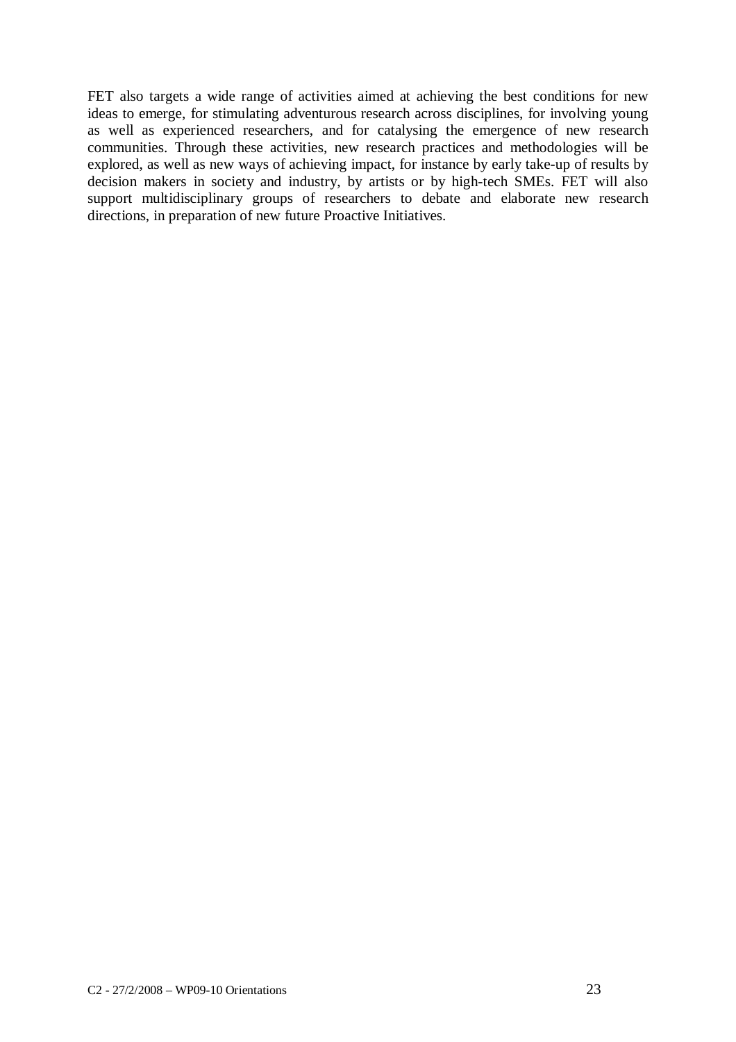FET also targets a wide range of activities aimed at achieving the best conditions for new ideas to emerge, for stimulating adventurous research across disciplines, for involving young as well as experienced researchers, and for catalysing the emergence of new research communities. Through these activities, new research practices and methodologies will be explored, as well as new ways of achieving impact, for instance by early take-up of results by decision makers in society and industry, by artists or by high-tech SMEs. FET will also support multidisciplinary groups of researchers to debate and elaborate new research directions, in preparation of new future Proactive Initiatives.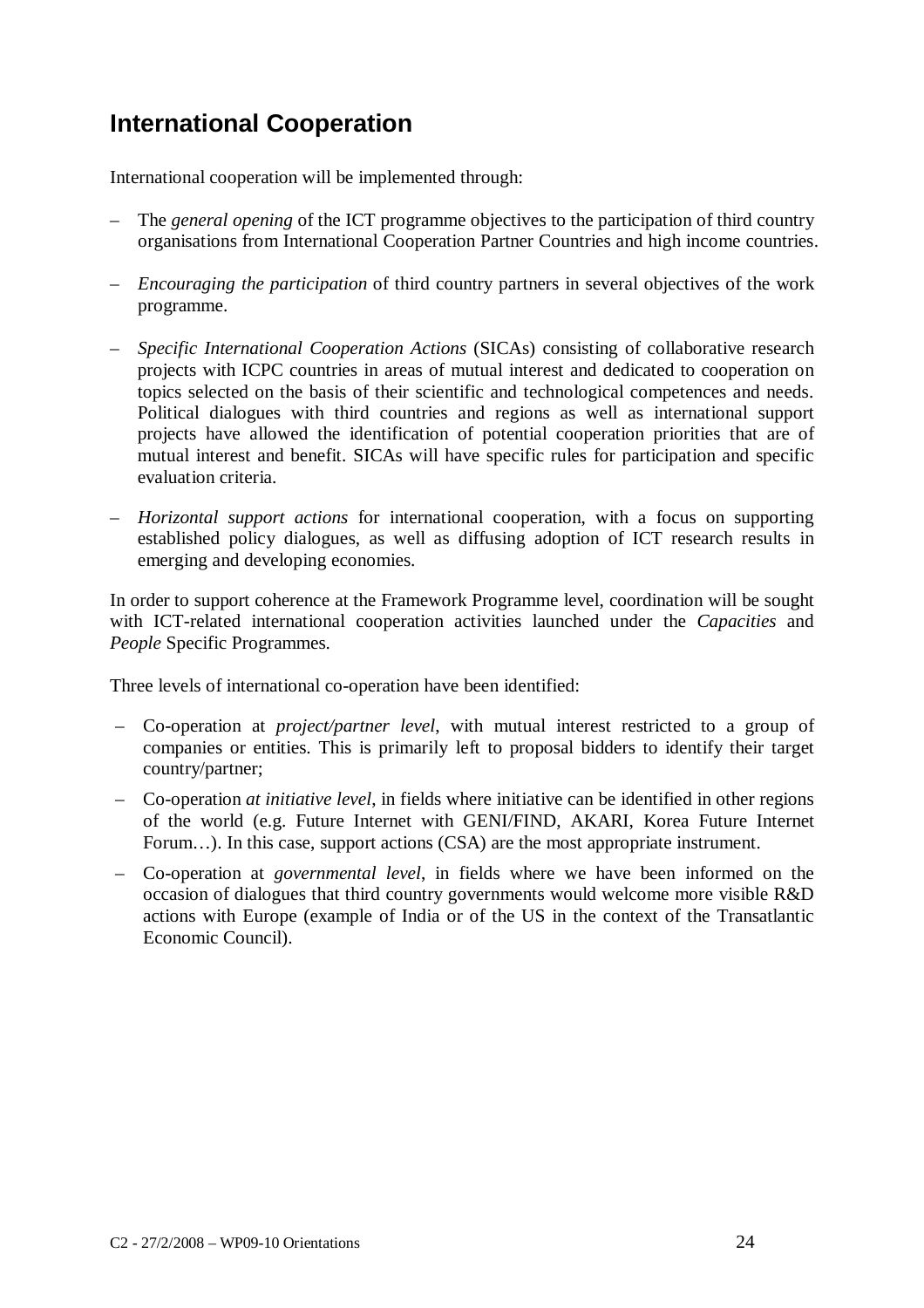## International Cooperation

International cooperation will be implemented through:

- The *general opening* of the ICT programme objectives to the participation of third country organisations from International Cooperation Partner Countries and high income countries.
- *Encouraging the participation* of third country partners in several objectives of the work programme.
- *Specific International Cooperation Actions* (SICAs) consisting of collaborative research projects with ICPC countries in areas of mutual interest and dedicated to cooperation on topics selected on the basis of their scientific and technological competences and needs. Political dialogues with third countries and regions as well as international support projects have allowed the identification of potential cooperation priorities that are of mutual interest and benefit. SICAs will have specific rules for participation and specific evaluation criteria.
- *Horizontal support actions* for international cooperation, with a focus on supporting established policy dialogues, as well as diffusing adoption of ICT research results in emerging and developing economies.

In order to support coherence at the Framework Programme level, coordination will be sought with ICT-related international cooperation activities launched under the *Capacities* and *People* Specific Programmes.

Three levels of international co-operation have been identified:

- Co-operation at *project/partner level*, with mutual interest restricted to a group of companies or entities. This is primarily left to proposal bidders to identify their target country/partner;
- Co-operation *at initiative level*, in fields where initiative can be identified in other regions of the world (e.g. Future Internet with GENI/FIND, AKARI, Korea Future Internet Forum…). In this case, support actions (CSA) are the most appropriate instrument.
- Co-operation at *governmental level*, in fields where we have been informed on the occasion of dialogues that third country governments would welcome more visible R&D actions with Europe (example of India or of the US in the context of the Transatlantic Economic Council).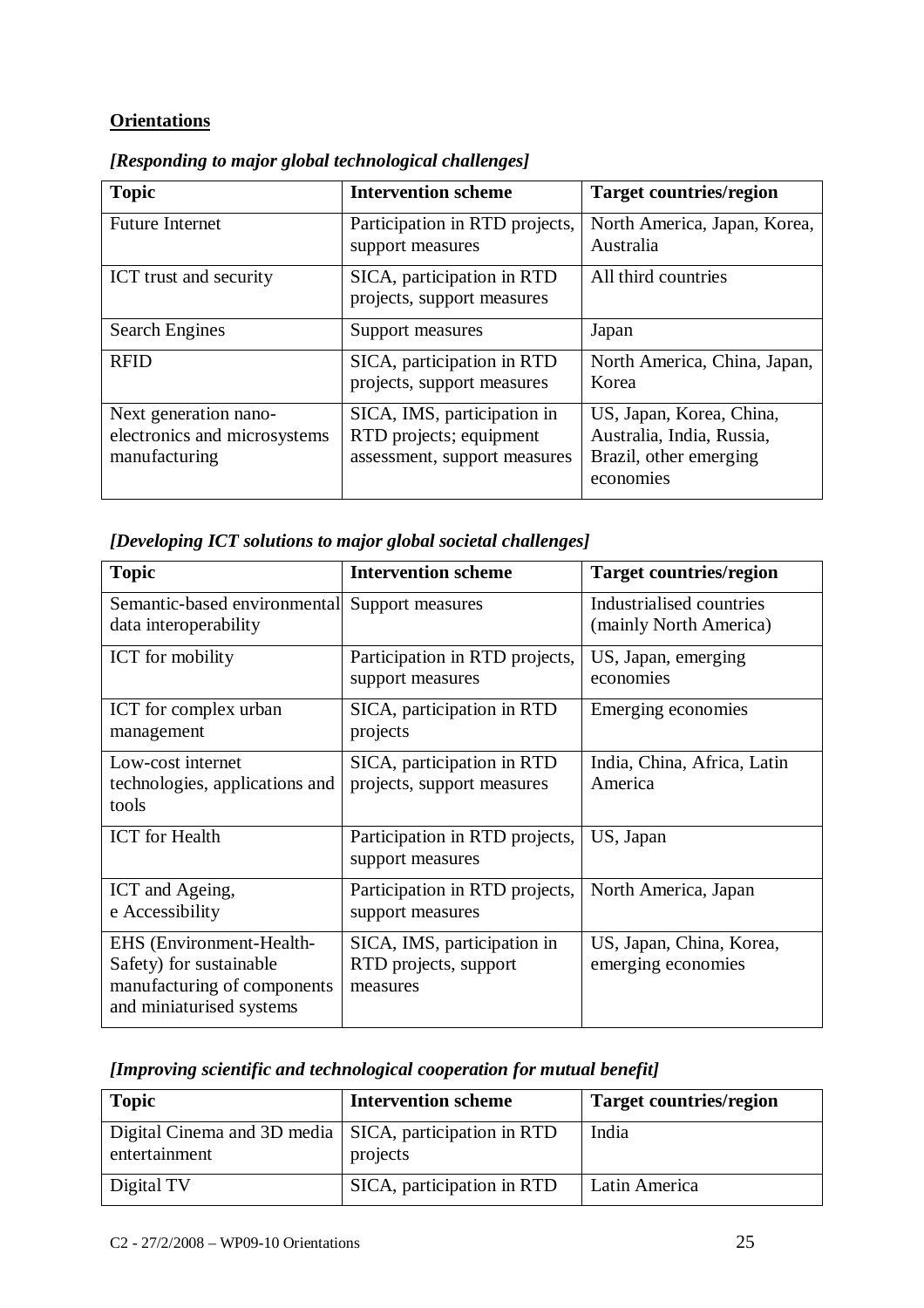**Orientations**

***[Responding to major global technological challenges]***

| Topic | Intervention scheme | Target countries/region |
| --- | --- | --- |
| Future Internet | Participation in RTD projects, support measures | North America, Japan, Korea, Australia |
| ICT trust and security | SICA, participation in RTD projects, support measures | All third countries |
| Search Engines | Support measures | Japan |
| RFID | SICA, participation in RTD projects, support measures | North America, China, Japan, Korea |
| Next generation nano-electronics and microsystems manufacturing | SICA, IMS, participation in RTD projects; equipment assessment, support measures | US, Japan, Korea, China, Australia, India, Russia, Brazil, other emerging economies |

***[Developing ICT solutions to major global societal challenges]***

| Topic | Intervention scheme | Target countries/region |
| --- | --- | --- |
| Semantic-based environmental data interoperability | Support measures | Industrialised countries (mainly North America) |
| ICT for mobility | Participation in RTD projects, support measures | US, Japan, emerging economies |
| ICT for complex urban management | SICA, participation in RTD projects | Emerging economies |
| Low-cost internet technologies, applications and tools | SICA, participation in RTD projects, support measures | India, China, Africa, Latin America |
| ICT for Health | Participation in RTD projects, support measures | US, Japan |
| ICT and Ageing, e Accessibility | Participation in RTD projects, support measures | North America, Japan |
| EHS (Environment-Health-Safety) for sustainable manufacturing of components and miniaturised systems | SICA, IMS, participation in RTD projects, support measures | US, Japan, China, Korea, emerging economies |

***[Improving scientific and technological cooperation for mutual benefit]***

| Topic | Intervention scheme | Target countries/region |
| --- | --- | --- |
| Digital Cinema and 3D media entertainment | SICA, participation in RTD projects | India |
| Digital TV | SICA, participation in RTD | Latin America |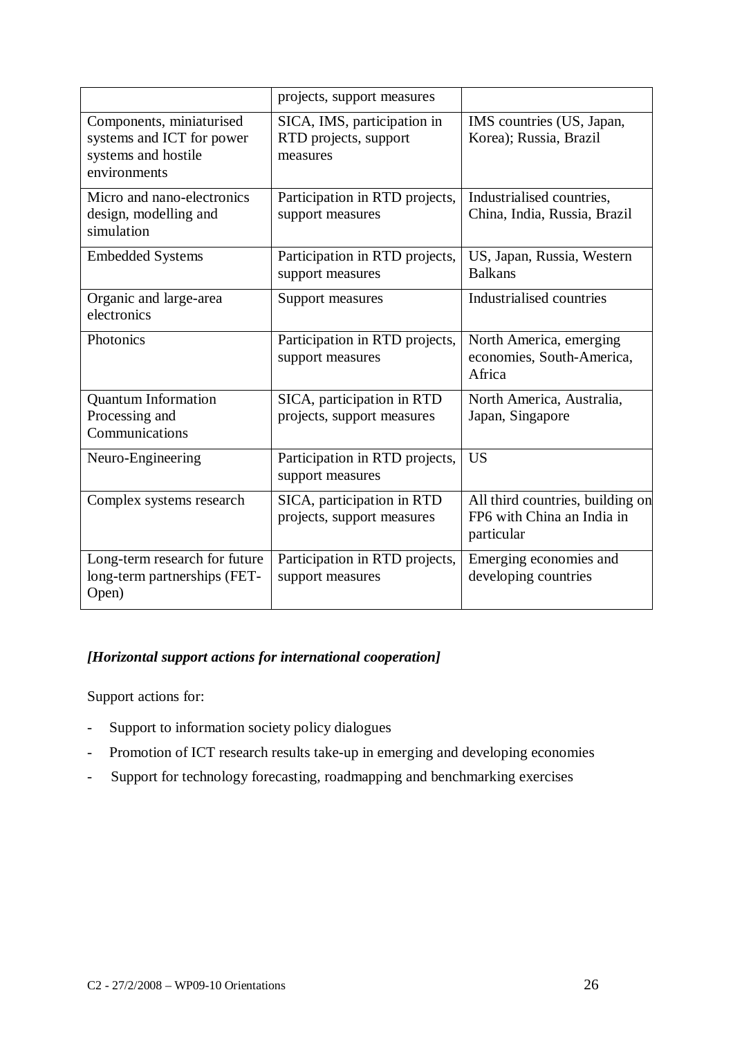| | | |
|---|---|---|
| | projects, support measures | |
| Components, miniaturised systems and ICT for power systems and hostile environments | SICA, IMS, participation in RTD projects, support measures | IMS countries (US, Japan, Korea); Russia, Brazil |
| Micro and nano-electronics design, modelling and simulation | Participation in RTD projects, support measures | Industrialised countries, China, India, Russia, Brazil |
| Embedded Systems | Participation in RTD projects, support measures | US, Japan, Russia, Western Balkans |
| Organic and large-area electronics | Support measures | Industrialised countries |
| Photonics | Participation in RTD projects, support measures | North America, emerging economies, South-America, Africa |
| Quantum Information Processing and Communications | SICA, participation in RTD projects, support measures | North America, Australia, Japan, Singapore |
| Neuro-Engineering | Participation in RTD projects, support measures | US |
| Complex systems research | SICA, participation in RTD projects, support measures | All third countries, building on FP6 with China an India in particular |
| Long-term research for future long-term partnerships (FET-Open) | Participation in RTD projects, support measures | Emerging economies and developing countries |

***[Horizontal support actions for international cooperation]***

Support actions for:

- Support to information society policy dialogues
- Promotion of ICT research results take-up in emerging and developing economies
- Support for technology forecasting, roadmapping and benchmarking exercises